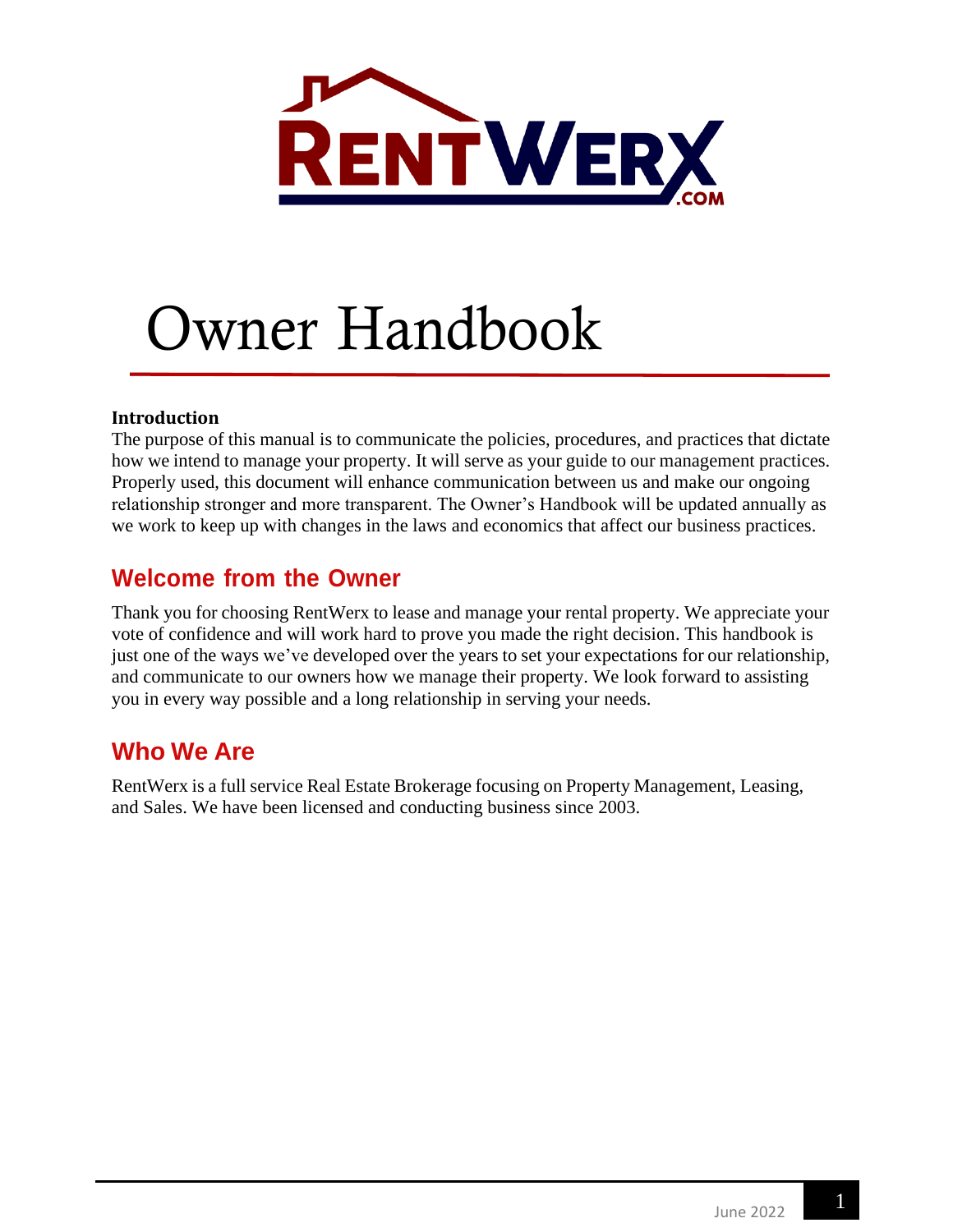# Owner Handbook

**Introduction**

The purpose of this manual is to communicate the policies, procedures, and practices that dictate how we intend to manage your property. It will serve as your guide to our management practices. Properly used, this document will enhance communication between us and make our ongoing relationship stronger and more transparent. The Owner's Handbook will be updated annually as we work to keep up with changes in the laws and economics that affect our business practices.

## Welcome from the Owner

Thank you for choosing RentWerx to lease and manage your rental property. We appreciate your vote of confidence and will work hard to prove you made the right decision. This handbook is just one of the ways we've developed over the years to set your expectations for our relationship, and communicate to our owners how we manage their property. We look forward to assisting you in every way possible and a long relationship in serving your needs.

## Who We Are

RentWerx is a full service Real Estate Brokerage focusing on Property Management, Leasing, and Sales. We have been licensed and conducting business since 2003.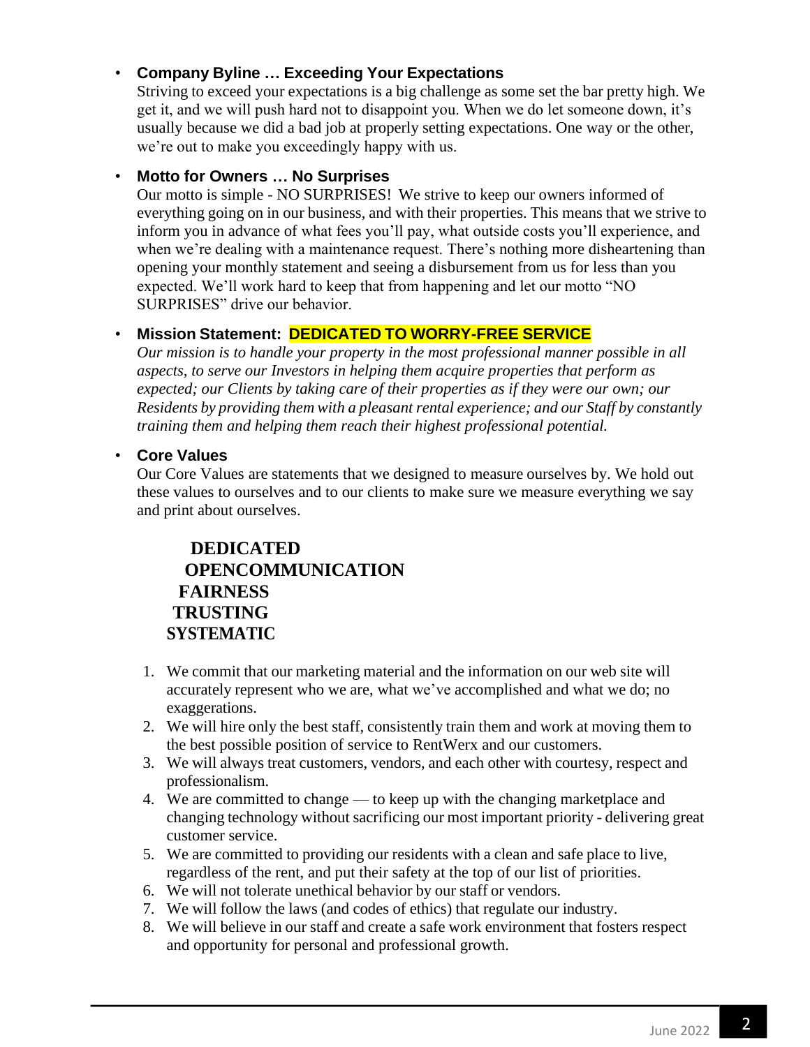- **Company Byline … Exceeding Your Expectations**
  Striving to exceed your expectations is a big challenge as some set the bar pretty high. We get it, and we will push hard not to disappoint you. When we do let someone down, it's usually because we did a bad job at properly setting expectations. One way or the other, we're out to make you exceedingly happy with us.

- **Motto for Owners … No Surprises**
  Our motto is simple - NO SURPRISES! We strive to keep our owners informed of everything going on in our business, and with their properties. This means that we strive to inform you in advance of what fees you'll pay, what outside costs you'll experience, and when we're dealing with a maintenance request. There's nothing more disheartening than opening your monthly statement and seeing a disbursement from us for less than you expected. We'll work hard to keep that from happening and let our motto "NO SURPRISES" drive our behavior.

- **Mission Statement: DEDICATED TO WORRY-FREE SERVICE**
  *Our mission is to handle your property in the most professional manner possible in all aspects, to serve our Investors in helping them acquire properties that perform as expected; our Clients by taking care of their properties as if they were our own; our Residents by providing them with a pleasant rental experience; and our Staff by constantly training them and helping them reach their highest professional potential.*

- **Core Values**
  Our Core Values are statements that we designed to measure ourselves by. We hold out these values to ourselves and to our clients to make sure we measure everything we say and print about ourselves.

  **DEDICATED**
  **OPENCOMMUNICATION**
  **FAIRNESS**
  **TRUSTING**
  **SYSTEMATIC**

1. We commit that our marketing material and the information on our web site will accurately represent who we are, what we've accomplished and what we do; no exaggerations.
2. We will hire only the best staff, consistently train them and work at moving them to the best possible position of service to RentWerx and our customers.
3. We will always treat customers, vendors, and each other with courtesy, respect and professionalism.
4. We are committed to change — to keep up with the changing marketplace and changing technology without sacrificing our most important priority - delivering great customer service.
5. We are committed to providing our residents with a clean and safe place to live, regardless of the rent, and put their safety at the top of our list of priorities.
6. We will not tolerate unethical behavior by our staff or vendors.
7. We will follow the laws (and codes of ethics) that regulate our industry.
8. We will believe in our staff and create a safe work environment that fosters respect and opportunity for personal and professional growth.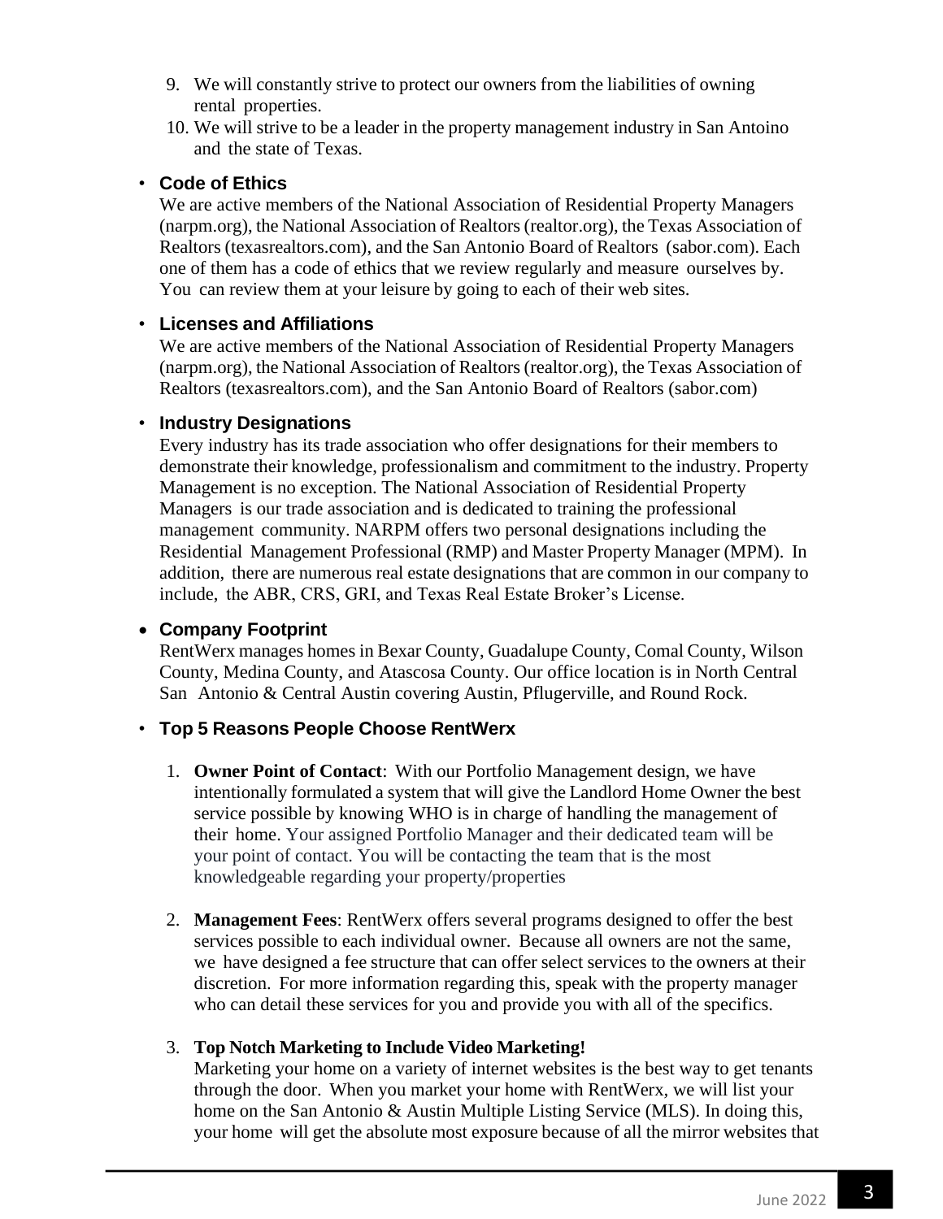9. We will constantly strive to protect our owners from the liabilities of owning rental properties.
10. We will strive to be a leader in the property management industry in San Antoino and the state of Texas.

- **Code of Ethics**

  We are active members of the National Association of Residential Property Managers (narpm.org), the National Association of Realtors (realtor.org), the Texas Association of Realtors (texasrealtors.com), and the San Antonio Board of Realtors (sabor.com). Each one of them has a code of ethics that we review regularly and measure ourselves by. You can review them at your leisure by going to each of their web sites.

- **Licenses and Affiliations**

  We are active members of the National Association of Residential Property Managers (narpm.org), the National Association of Realtors (realtor.org), the Texas Association of Realtors (texasrealtors.com), and the San Antonio Board of Realtors (sabor.com)

- **Industry Designations**

  Every industry has its trade association who offer designations for their members to demonstrate their knowledge, professionalism and commitment to the industry. Property Management is no exception. The National Association of Residential Property Managers is our trade association and is dedicated to training the professional management community. NARPM offers two personal designations including the Residential Management Professional (RMP) and Master Property Manager (MPM). In addition, there are numerous real estate designations that are common in our company to include, the ABR, CRS, GRI, and Texas Real Estate Broker's License.

- **Company Footprint**

  RentWerx manages homes in Bexar County, Guadalupe County, Comal County, Wilson County, Medina County, and Atascosa County. Our office location is in North Central San Antonio & Central Austin covering Austin, Pflugerville, and Round Rock.

- **Top 5 Reasons People Choose RentWerx**

  1. **Owner Point of Contact**: With our Portfolio Management design, we have intentionally formulated a system that will give the Landlord Home Owner the best service possible by knowing WHO is in charge of handling the management of their home. Your assigned Portfolio Manager and their dedicated team will be your point of contact. You will be contacting the team that is the most knowledgeable regarding your property/properties

  2. **Management Fees**: RentWerx offers several programs designed to offer the best services possible to each individual owner. Because all owners are not the same, we have designed a fee structure that can offer select services to the owners at their discretion. For more information regarding this, speak with the property manager who can detail these services for you and provide you with all of the specifics.

  3. **Top Notch Marketing to Include Video Marketing!**

     Marketing your home on a variety of internet websites is the best way to get tenants through the door. When you market your home with RentWerx, we will list your home on the San Antonio & Austin Multiple Listing Service (MLS). In doing this, your home will get the absolute most exposure because of all the mirror websites that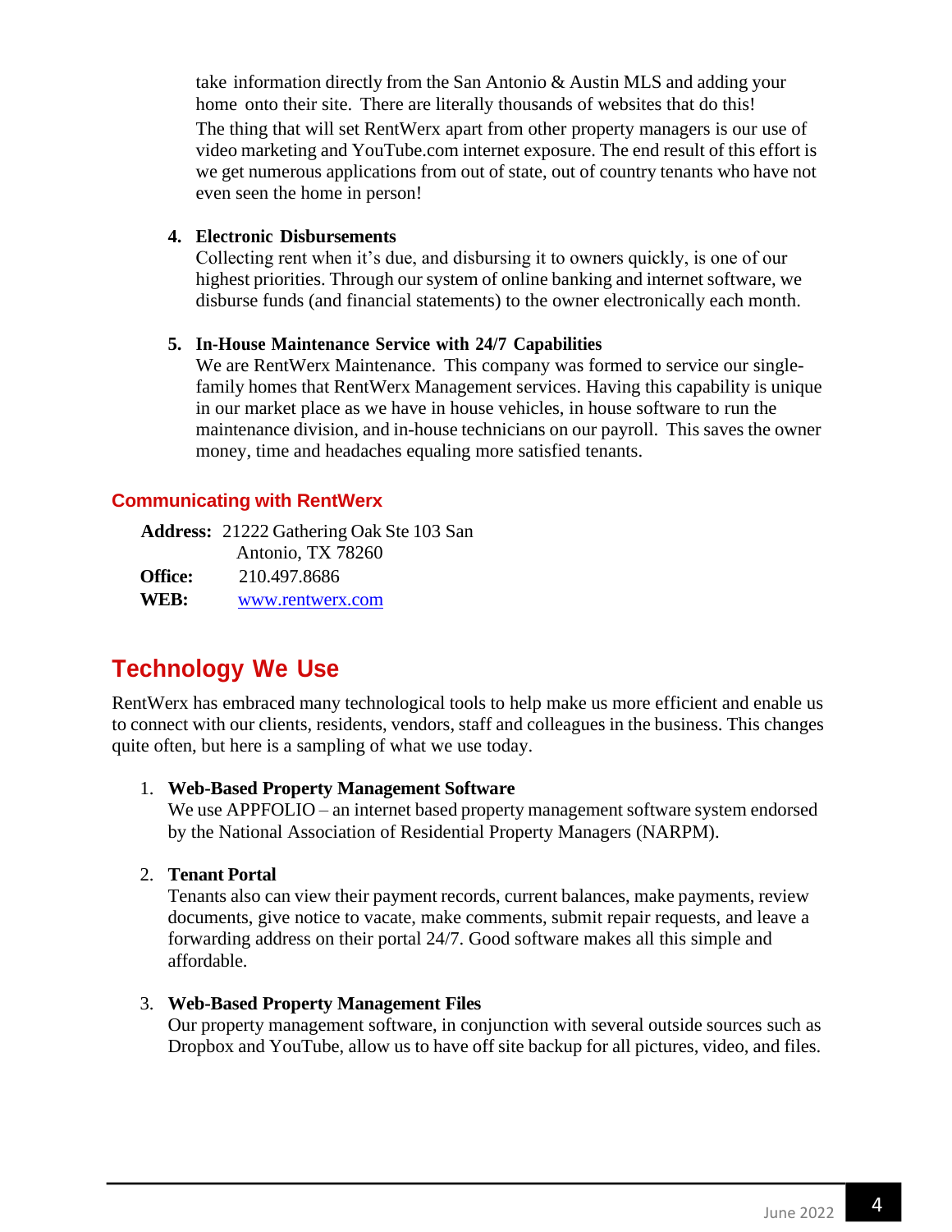take information directly from the San Antonio & Austin MLS and adding your home onto their site. There are literally thousands of websites that do this!
The thing that will set RentWerx apart from other property managers is our use of video marketing and YouTube.com internet exposure. The end result of this effort is we get numerous applications from out of state, out of country tenants who have not even seen the home in person!

4. **Electronic Disbursements**
   Collecting rent when it's due, and disbursing it to owners quickly, is one of our highest priorities. Through our system of online banking and internet software, we disburse funds (and financial statements) to the owner electronically each month.

5. **In-House Maintenance Service with 24/7 Capabilities**
   We are RentWerx Maintenance. This company was formed to service our single-family homes that RentWerx Management services. Having this capability is unique in our market place as we have in house vehicles, in house software to run the maintenance division, and in-house technicians on our payroll. This saves the owner money, time and headaches equaling more satisfied tenants.

### Communicating with RentWerx

**Address:** 21222 Gathering Oak Ste 103 San Antonio, TX 78260
**Office:** 210.497.8686
**WEB:** www.rentwerx.com

## Technology We Use

RentWerx has embraced many technological tools to help make us more efficient and enable us to connect with our clients, residents, vendors, staff and colleagues in the business. This changes quite often, but here is a sampling of what we use today.

1. **Web-Based Property Management Software**
   We use APPFOLIO – an internet based property management software system endorsed by the National Association of Residential Property Managers (NARPM).

2. **Tenant Portal**
   Tenants also can view their payment records, current balances, make payments, review documents, give notice to vacate, make comments, submit repair requests, and leave a forwarding address on their portal 24/7. Good software makes all this simple and affordable.

3. **Web-Based Property Management Files**
   Our property management software, in conjunction with several outside sources such as Dropbox and YouTube, allow us to have off site backup for all pictures, video, and files.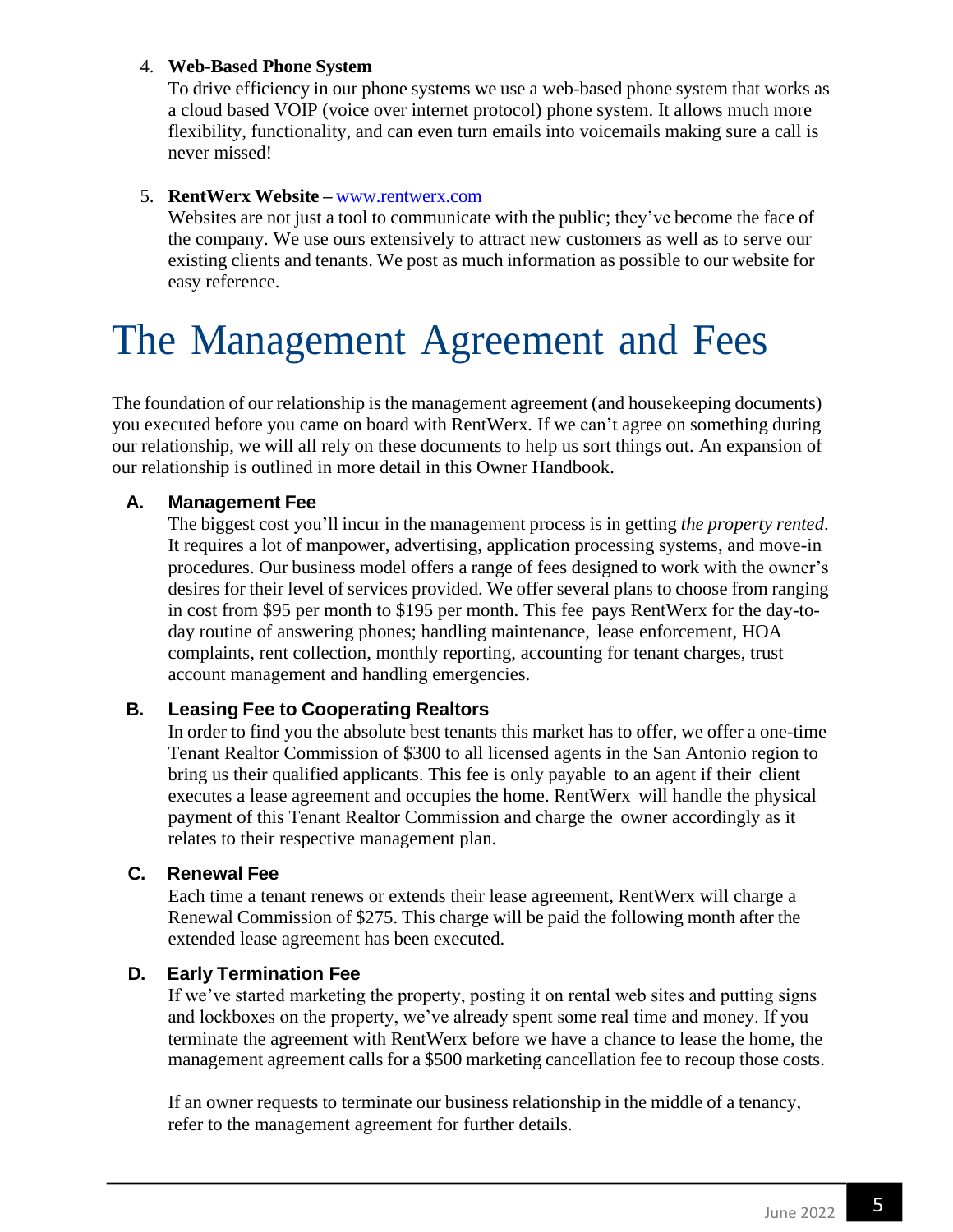4. **Web-Based Phone System**

   To drive efficiency in our phone systems we use a web-based phone system that works as a cloud based VOIP (voice over internet protocol) phone system. It allows much more flexibility, functionality, and can even turn emails into voicemails making sure a call is never missed!

5. **RentWerx Website –** www.rentwerx.com

   Websites are not just a tool to communicate with the public; they've become the face of the company. We use ours extensively to attract new customers as well as to serve our existing clients and tenants. We post as much information as possible to our website for easy reference.

# The Management Agreement and Fees

The foundation of our relationship is the management agreement (and housekeeping documents) you executed before you came on board with RentWerx. If we can't agree on something during our relationship, we will all rely on these documents to help us sort things out. An expansion of our relationship is outlined in more detail in this Owner Handbook.

### A. Management Fee

The biggest cost you'll incur in the management process is in getting *the property rented*. It requires a lot of manpower, advertising, application processing systems, and move-in procedures. Our business model offers a range of fees designed to work with the owner's desires for their level of services provided. We offer several plans to choose from ranging in cost from $95 per month to $195 per month. This fee pays RentWerx for the day-to-day routine of answering phones; handling maintenance, lease enforcement, HOA complaints, rent collection, monthly reporting, accounting for tenant charges, trust account management and handling emergencies.

### B. Leasing Fee to Cooperating Realtors

In order to find you the absolute best tenants this market has to offer, we offer a one-time Tenant Realtor Commission of $300 to all licensed agents in the San Antonio region to bring us their qualified applicants. This fee is only payable to an agent if their client executes a lease agreement and occupies the home. RentWerx will handle the physical payment of this Tenant Realtor Commission and charge the owner accordingly as it relates to their respective management plan.

### C. Renewal Fee

Each time a tenant renews or extends their lease agreement, RentWerx will charge a Renewal Commission of $275. This charge will be paid the following month after the extended lease agreement has been executed.

### D. Early Termination Fee

If we've started marketing the property, posting it on rental web sites and putting signs and lockboxes on the property, we've already spent some real time and money. If you terminate the agreement with RentWerx before we have a chance to lease the home, the management agreement calls for a $500 marketing cancellation fee to recoup those costs.

If an owner requests to terminate our business relationship in the middle of a tenancy, refer to the management agreement for further details.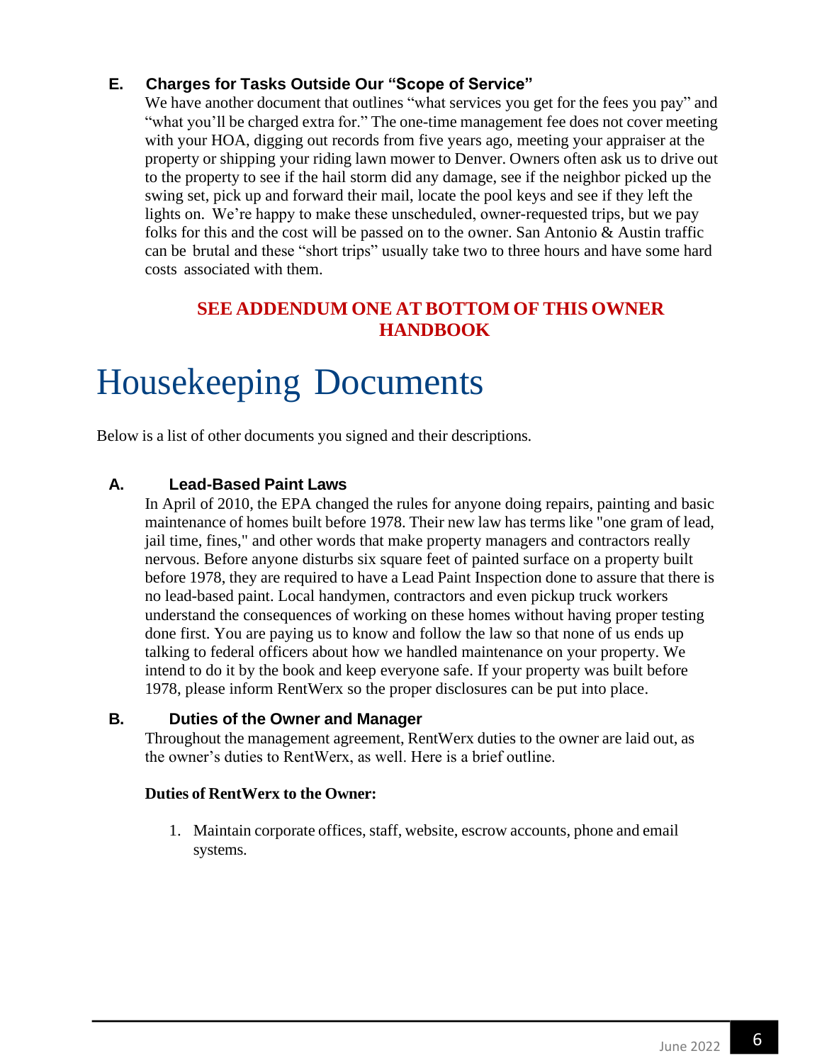### E. Charges for Tasks Outside Our “Scope of Service”

We have another document that outlines “what services you get for the fees you pay” and “what you’ll be charged extra for.” The one-time management fee does not cover meeting with your HOA, digging out records from five years ago, meeting your appraiser at the property or shipping your riding lawn mower to Denver. Owners often ask us to drive out to the property to see if the hail storm did any damage, see if the neighbor picked up the swing set, pick up and forward their mail, locate the pool keys and see if they left the lights on. We’re happy to make these unscheduled, owner-requested trips, but we pay folks for this and the cost will be passed on to the owner. San Antonio & Austin traffic can be brutal and these “short trips” usually take two to three hours and have some hard costs associated with them.

**SEE ADDENDUM ONE AT BOTTOM OF THIS OWNER HANDBOOK**

# Housekeeping Documents

Below is a list of other documents you signed and their descriptions.

### A. Lead-Based Paint Laws

In April of 2010, the EPA changed the rules for anyone doing repairs, painting and basic maintenance of homes built before 1978. Their new law has terms like "one gram of lead, jail time, fines," and other words that make property managers and contractors really nervous. Before anyone disturbs six square feet of painted surface on a property built before 1978, they are required to have a Lead Paint Inspection done to assure that there is no lead-based paint. Local handymen, contractors and even pickup truck workers understand the consequences of working on these homes without having proper testing done first. You are paying us to know and follow the law so that none of us ends up talking to federal officers about how we handled maintenance on your property. We intend to do it by the book and keep everyone safe. If your property was built before 1978, please inform RentWerx so the proper disclosures can be put into place.

### B. Duties of the Owner and Manager

Throughout the management agreement, RentWerx duties to the owner are laid out, as the owner’s duties to RentWerx, as well. Here is a brief outline.

**Duties of RentWerx to the Owner:**

1. Maintain corporate offices, staff, website, escrow accounts, phone and email systems.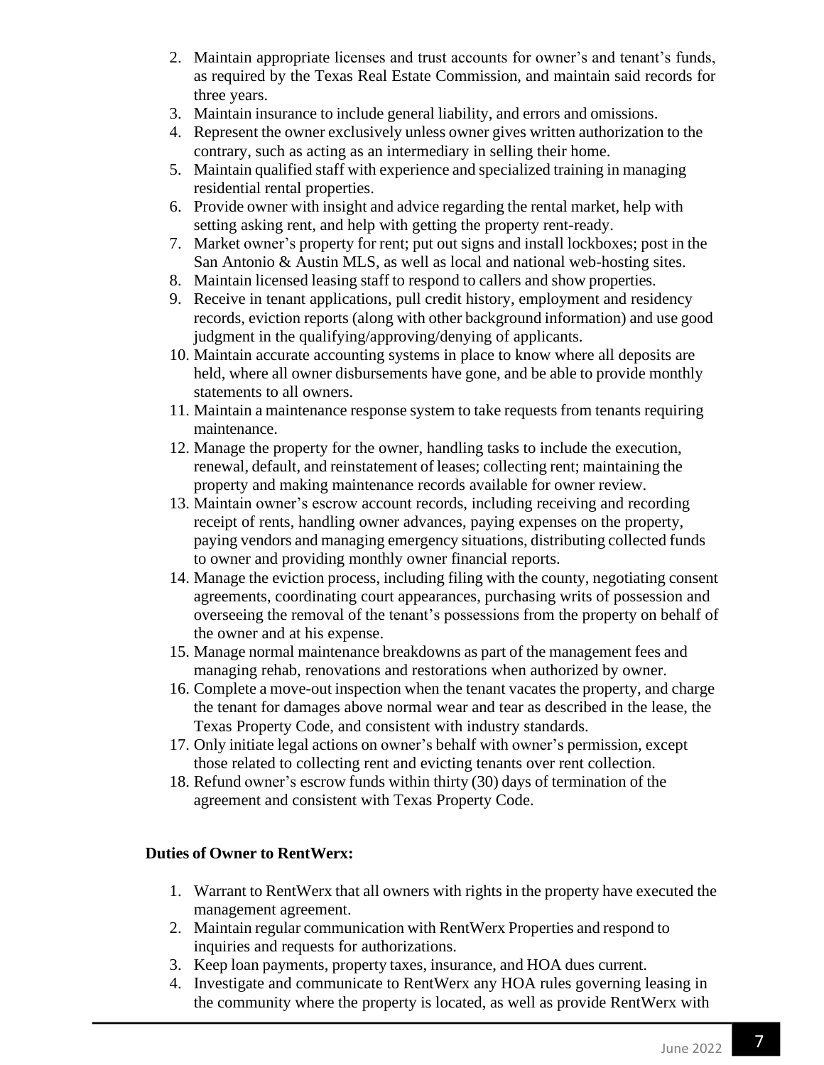2. Maintain appropriate licenses and trust accounts for owner's and tenant's funds, as required by the Texas Real Estate Commission, and maintain said records for three years.
3. Maintain insurance to include general liability, and errors and omissions.
4. Represent the owner exclusively unless owner gives written authorization to the contrary, such as acting as an intermediary in selling their home.
5. Maintain qualified staff with experience and specialized training in managing residential rental properties.
6. Provide owner with insight and advice regarding the rental market, help with setting asking rent, and help with getting the property rent-ready.
7. Market owner's property for rent; put out signs and install lockboxes; post in the San Antonio & Austin MLS, as well as local and national web-hosting sites.
8. Maintain licensed leasing staff to respond to callers and show properties.
9. Receive in tenant applications, pull credit history, employment and residency records, eviction reports (along with other background information) and use good judgment in the qualifying/approving/denying of applicants.
10. Maintain accurate accounting systems in place to know where all deposits are held, where all owner disbursements have gone, and be able to provide monthly statements to all owners.
11. Maintain a maintenance response system to take requests from tenants requiring maintenance.
12. Manage the property for the owner, handling tasks to include the execution, renewal, default, and reinstatement of leases; collecting rent; maintaining the property and making maintenance records available for owner review.
13. Maintain owner's escrow account records, including receiving and recording receipt of rents, handling owner advances, paying expenses on the property, paying vendors and managing emergency situations, distributing collected funds to owner and providing monthly owner financial reports.
14. Manage the eviction process, including filing with the county, negotiating consent agreements, coordinating court appearances, purchasing writs of possession and overseeing the removal of the tenant's possessions from the property on behalf of the owner and at his expense.
15. Manage normal maintenance breakdowns as part of the management fees and managing rehab, renovations and restorations when authorized by owner.
16. Complete a move-out inspection when the tenant vacates the property, and charge the tenant for damages above normal wear and tear as described in the lease, the Texas Property Code, and consistent with industry standards.
17. Only initiate legal actions on owner's behalf with owner's permission, except those related to collecting rent and evicting tenants over rent collection.
18. Refund owner's escrow funds within thirty (30) days of termination of the agreement and consistent with Texas Property Code.

**Duties of Owner to RentWerx:**

1. Warrant to RentWerx that all owners with rights in the property have executed the management agreement.
2. Maintain regular communication with RentWerx Properties and respond to inquiries and requests for authorizations.
3. Keep loan payments, property taxes, insurance, and HOA dues current.
4. Investigate and communicate to RentWerx any HOA rules governing leasing in the community where the property is located, as well as provide RentWerx with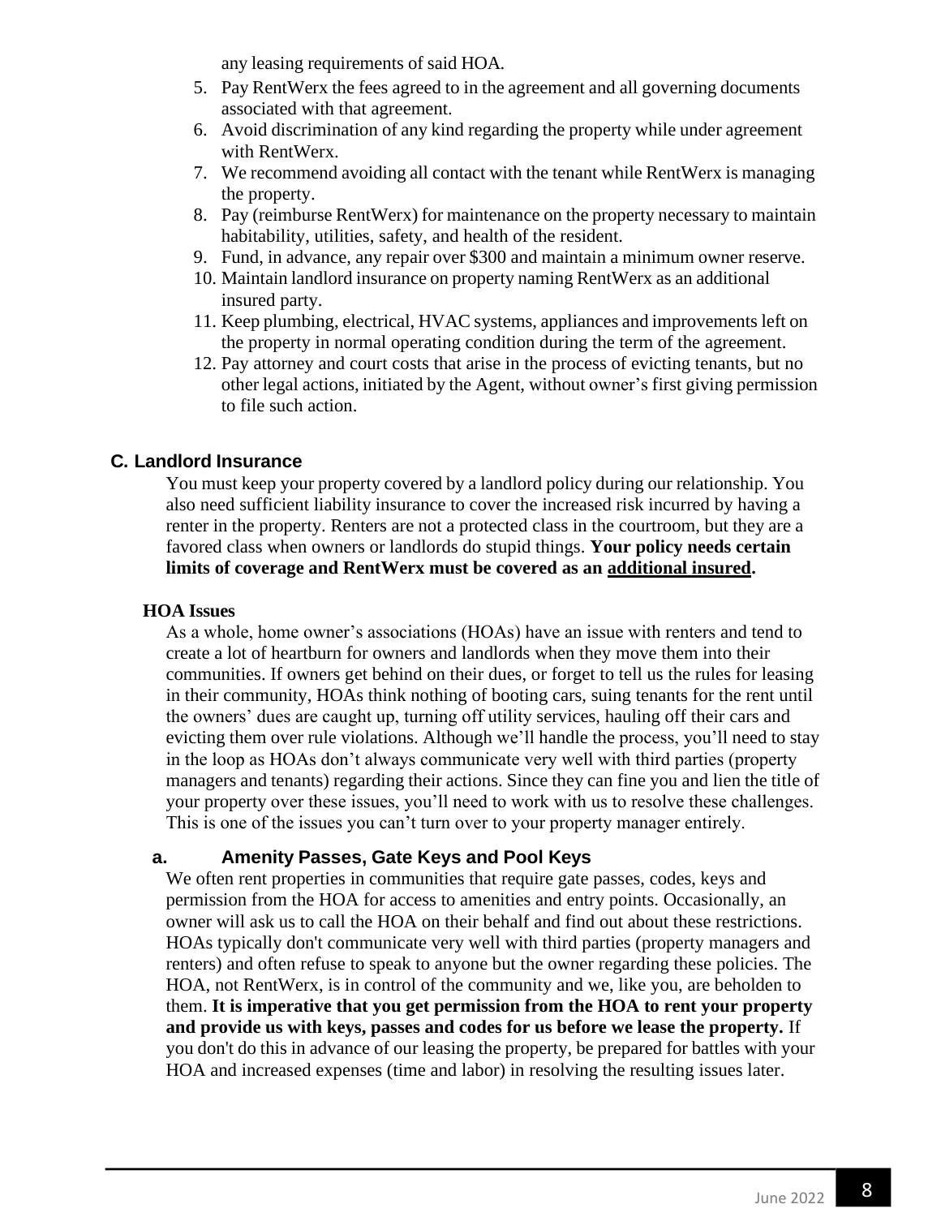any leasing requirements of said HOA.

5. Pay RentWerx the fees agreed to in the agreement and all governing documents associated with that agreement.
6. Avoid discrimination of any kind regarding the property while under agreement with RentWerx.
7. We recommend avoiding all contact with the tenant while RentWerx is managing the property.
8. Pay (reimburse RentWerx) for maintenance on the property necessary to maintain habitability, utilities, safety, and health of the resident.
9. Fund, in advance, any repair over $300 and maintain a minimum owner reserve.
10. Maintain landlord insurance on property naming RentWerx as an additional insured party.
11. Keep plumbing, electrical, HVAC systems, appliances and improvements left on the property in normal operating condition during the term of the agreement.
12. Pay attorney and court costs that arise in the process of evicting tenants, but no other legal actions, initiated by the Agent, without owner's first giving permission to file such action.

### C. Landlord Insurance

You must keep your property covered by a landlord policy during our relationship. You also need sufficient liability insurance to cover the increased risk incurred by having a renter in the property. Renters are not a protected class in the courtroom, but they are a favored class when owners or landlords do stupid things. **Your policy needs certain limits of coverage and RentWerx must be covered as an <u>additional insured</u>.**

#### HOA Issues

As a whole, home owner's associations (HOAs) have an issue with renters and tend to create a lot of heartburn for owners and landlords when they move them into their communities. If owners get behind on their dues, or forget to tell us the rules for leasing in their community, HOAs think nothing of booting cars, suing tenants for the rent until the owners' dues are caught up, turning off utility services, hauling off their cars and evicting them over rule violations. Although we'll handle the process, you'll need to stay in the loop as HOAs don't always communicate very well with third parties (property managers and tenants) regarding their actions. Since they can fine you and lien the title of your property over these issues, you'll need to work with us to resolve these challenges. This is one of the issues you can't turn over to your property manager entirely.

#### a. Amenity Passes, Gate Keys and Pool Keys

We often rent properties in communities that require gate passes, codes, keys and permission from the HOA for access to amenities and entry points. Occasionally, an owner will ask us to call the HOA on their behalf and find out about these restrictions. HOAs typically don't communicate very well with third parties (property managers and renters) and often refuse to speak to anyone but the owner regarding these policies. The HOA, not RentWerx, is in control of the community and we, like you, are beholden to them. **It is imperative that you get permission from the HOA to rent your property and provide us with keys, passes and codes for us before we lease the property.** If you don't do this in advance of our leasing the property, be prepared for battles with your HOA and increased expenses (time and labor) in resolving the resulting issues later.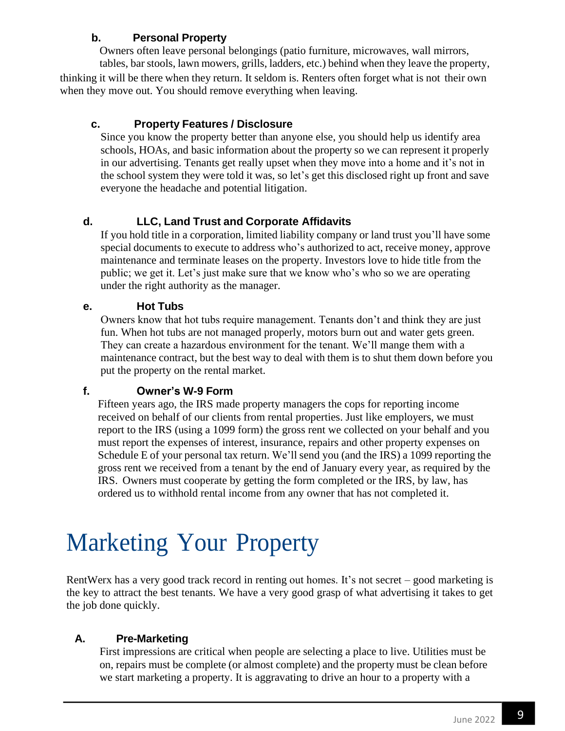### b. Personal Property

Owners often leave personal belongings (patio furniture, microwaves, wall mirrors, tables, bar stools, lawn mowers, grills, ladders, etc.) behind when they leave the property, thinking it will be there when they return. It seldom is. Renters often forget what is not their own when they move out. You should remove everything when leaving.

### c. Property Features / Disclosure

Since you know the property better than anyone else, you should help us identify area schools, HOAs, and basic information about the property so we can represent it properly in our advertising. Tenants get really upset when they move into a home and it's not in the school system they were told it was, so let's get this disclosed right up front and save everyone the headache and potential litigation.

### d. LLC, Land Trust and Corporate Affidavits

If you hold title in a corporation, limited liability company or land trust you'll have some special documents to execute to address who's authorized to act, receive money, approve maintenance and terminate leases on the property. Investors love to hide title from the public; we get it. Let's just make sure that we know who's who so we are operating under the right authority as the manager.

### e. Hot Tubs

Owners know that hot tubs require management. Tenants don't and think they are just fun. When hot tubs are not managed properly, motors burn out and water gets green. They can create a hazardous environment for the tenant. We'll mange them with a maintenance contract, but the best way to deal with them is to shut them down before you put the property on the rental market.

### f. Owner's W-9 Form

Fifteen years ago, the IRS made property managers the cops for reporting income received on behalf of our clients from rental properties. Just like employers, we must report to the IRS (using a 1099 form) the gross rent we collected on your behalf and you must report the expenses of interest, insurance, repairs and other property expenses on Schedule E of your personal tax return. We'll send you (and the IRS) a 1099 reporting the gross rent we received from a tenant by the end of January every year, as required by the IRS. Owners must cooperate by getting the form completed or the IRS, by law, has ordered us to withhold rental income from any owner that has not completed it.

# Marketing Your Property

RentWerx has a very good track record in renting out homes. It's not secret – good marketing is the key to attract the best tenants. We have a very good grasp of what advertising it takes to get the job done quickly.

### A. Pre-Marketing

First impressions are critical when people are selecting a place to live. Utilities must be on, repairs must be complete (or almost complete) and the property must be clean before we start marketing a property. It is aggravating to drive an hour to a property with a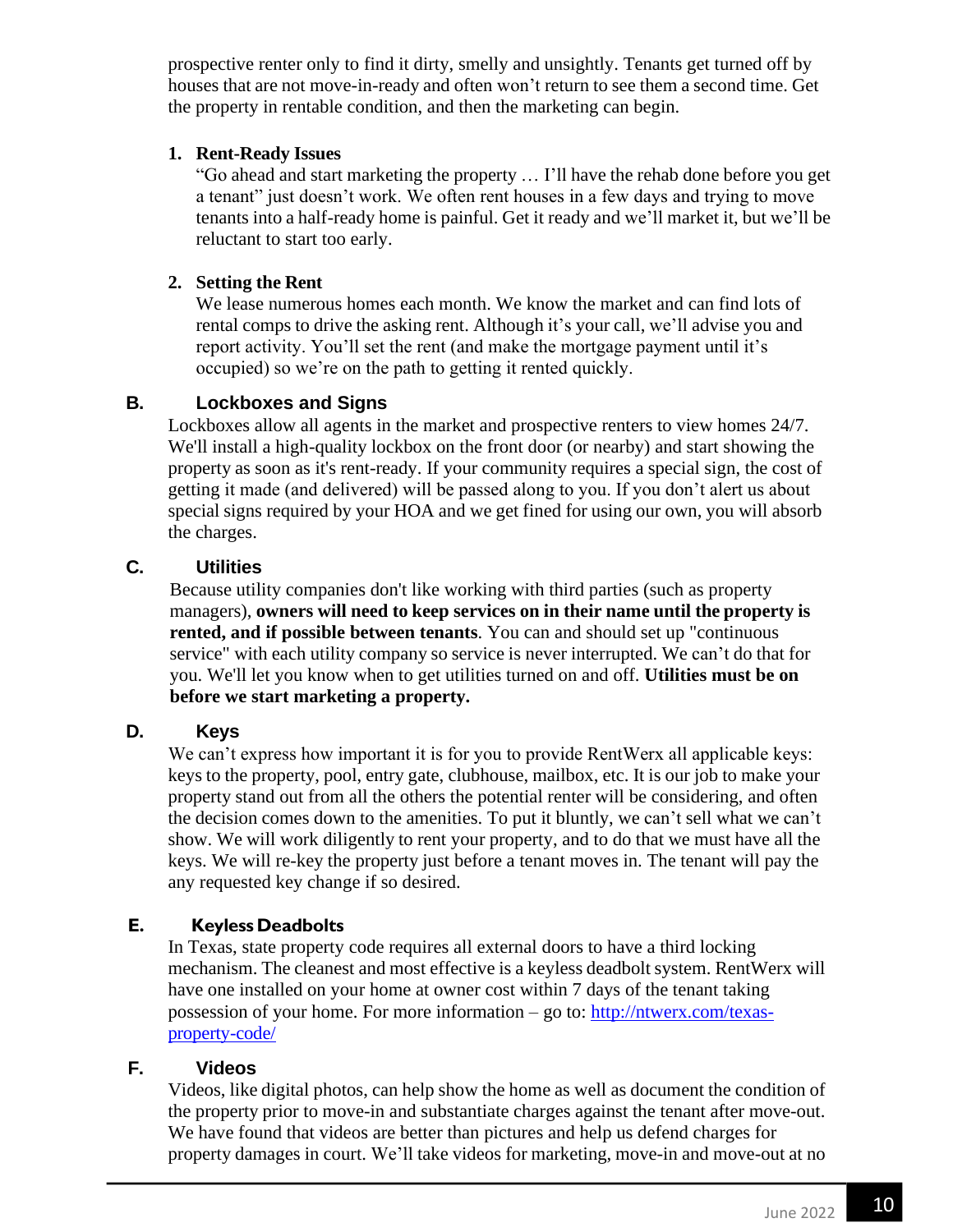prospective renter only to find it dirty, smelly and unsightly. Tenants get turned off by houses that are not move-in-ready and often won't return to see them a second time. Get the property in rentable condition, and then the marketing can begin.

1. **Rent-Ready Issues**
   "Go ahead and start marketing the property … I'll have the rehab done before you get a tenant" just doesn't work. We often rent houses in a few days and trying to move tenants into a half-ready home is painful. Get it ready and we'll market it, but we'll be reluctant to start too early.

2. **Setting the Rent**
   We lease numerous homes each month. We know the market and can find lots of rental comps to drive the asking rent. Although it's your call, we'll advise you and report activity. You'll set the rent (and make the mortgage payment until it's occupied) so we're on the path to getting it rented quickly.

### B. Lockboxes and Signs

Lockboxes allow all agents in the market and prospective renters to view homes 24/7. We'll install a high-quality lockbox on the front door (or nearby) and start showing the property as soon as it's rent-ready. If your community requires a special sign, the cost of getting it made (and delivered) will be passed along to you. If you don't alert us about special signs required by your HOA and we get fined for using our own, you will absorb the charges.

### C. Utilities

Because utility companies don't like working with third parties (such as property managers), **owners will need to keep services on in their name until the property is rented, and if possible between tenants**. You can and should set up "continuous service" with each utility company so service is never interrupted. We can't do that for you. We'll let you know when to get utilities turned on and off. **Utilities must be on before we start marketing a property.**

### D. Keys

We can't express how important it is for you to provide RentWerx all applicable keys: keys to the property, pool, entry gate, clubhouse, mailbox, etc. It is our job to make your property stand out from all the others the potential renter will be considering, and often the decision comes down to the amenities. To put it bluntly, we can't sell what we can't show. We will work diligently to rent your property, and to do that we must have all the keys. We will re-key the property just before a tenant moves in. The tenant will pay the any requested key change if so desired.

### E. Keyless Deadbolts

In Texas, state property code requires all external doors to have a third locking mechanism. The cleanest and most effective is a keyless deadbolt system. RentWerx will have one installed on your home at owner cost within 7 days of the tenant taking possession of your home. For more information – go to: [http://ntwerx.com/texas-property-code/](http://ntwerx.com/texas-property-code/)

### F. Videos

Videos, like digital photos, can help show the home as well as document the condition of the property prior to move-in and substantiate charges against the tenant after move-out. We have found that videos are better than pictures and help us defend charges for property damages in court. We'll take videos for marketing, move-in and move-out at no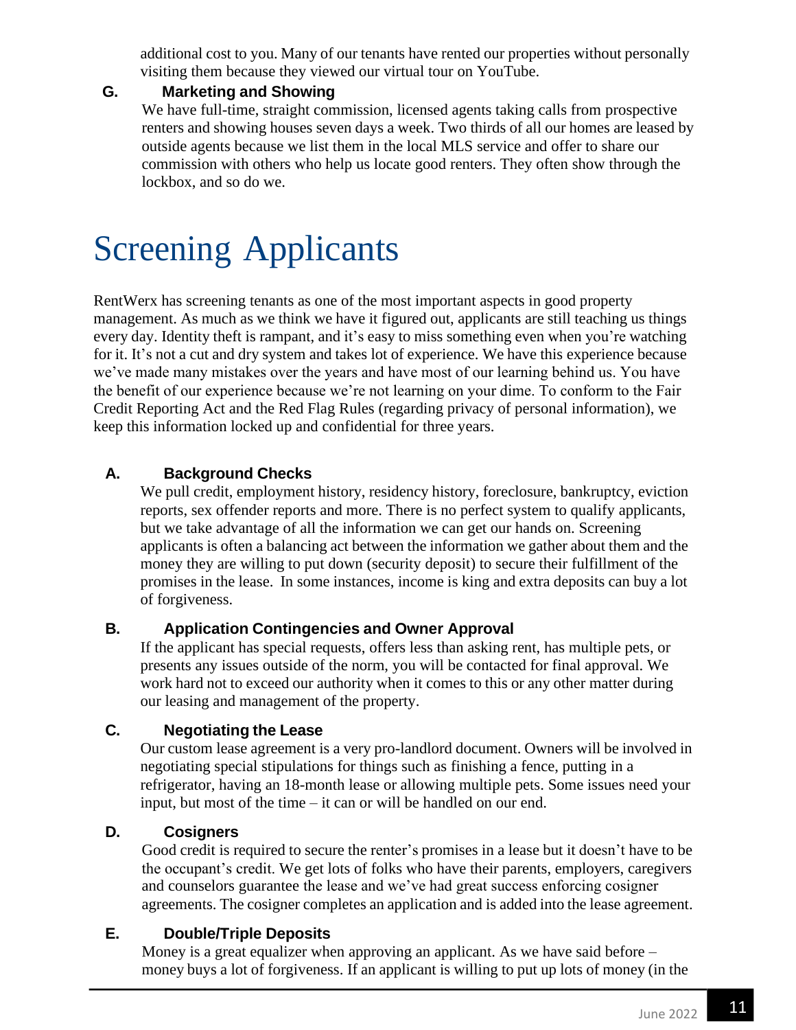additional cost to you. Many of our tenants have rented our properties without personally visiting them because they viewed our virtual tour on YouTube.

### G. Marketing and Showing

We have full-time, straight commission, licensed agents taking calls from prospective renters and showing houses seven days a week. Two thirds of all our homes are leased by outside agents because we list them in the local MLS service and offer to share our commission with others who help us locate good renters. They often show through the lockbox, and so do we.

# Screening Applicants

RentWerx has screening tenants as one of the most important aspects in good property management. As much as we think we have it figured out, applicants are still teaching us things every day. Identity theft is rampant, and it's easy to miss something even when you're watching for it. It's not a cut and dry system and takes lot of experience. We have this experience because we've made many mistakes over the years and have most of our learning behind us. You have the benefit of our experience because we're not learning on your dime. To conform to the Fair Credit Reporting Act and the Red Flag Rules (regarding privacy of personal information), we keep this information locked up and confidential for three years.

### A. Background Checks

We pull credit, employment history, residency history, foreclosure, bankruptcy, eviction reports, sex offender reports and more. There is no perfect system to qualify applicants, but we take advantage of all the information we can get our hands on. Screening applicants is often a balancing act between the information we gather about them and the money they are willing to put down (security deposit) to secure their fulfillment of the promises in the lease. In some instances, income is king and extra deposits can buy a lot of forgiveness.

### B. Application Contingencies and Owner Approval

If the applicant has special requests, offers less than asking rent, has multiple pets, or presents any issues outside of the norm, you will be contacted for final approval. We work hard not to exceed our authority when it comes to this or any other matter during our leasing and management of the property.

### C. Negotiating the Lease

Our custom lease agreement is a very pro-landlord document. Owners will be involved in negotiating special stipulations for things such as finishing a fence, putting in a refrigerator, having an 18-month lease or allowing multiple pets. Some issues need your input, but most of the time – it can or will be handled on our end.

### D. Cosigners

Good credit is required to secure the renter's promises in a lease but it doesn't have to be the occupant's credit. We get lots of folks who have their parents, employers, caregivers and counselors guarantee the lease and we've had great success enforcing cosigner agreements. The cosigner completes an application and is added into the lease agreement.

### E. Double/Triple Deposits

Money is a great equalizer when approving an applicant. As we have said before – money buys a lot of forgiveness. If an applicant is willing to put up lots of money (in the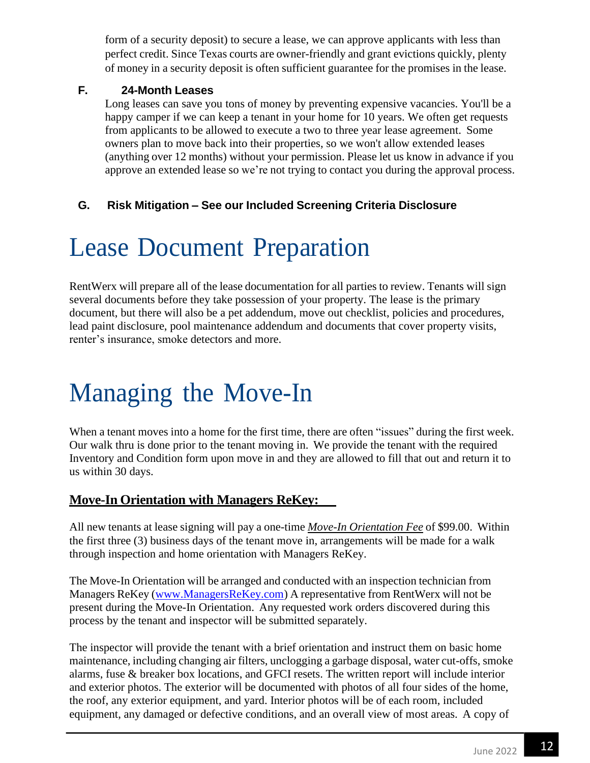form of a security deposit) to secure a lease, we can approve applicants with less than perfect credit. Since Texas courts are owner-friendly and grant evictions quickly, plenty of money in a security deposit is often sufficient guarantee for the promises in the lease.

### F. 24-Month Leases

Long leases can save you tons of money by preventing expensive vacancies. You'll be a happy camper if we can keep a tenant in your home for 10 years. We often get requests from applicants to be allowed to execute a two to three year lease agreement. Some owners plan to move back into their properties, so we won't allow extended leases (anything over 12 months) without your permission. Please let us know in advance if you approve an extended lease so we're not trying to contact you during the approval process.

### G. Risk Mitigation – See our Included Screening Criteria Disclosure

# Lease Document Preparation

RentWerx will prepare all of the lease documentation for all parties to review. Tenants will sign several documents before they take possession of your property. The lease is the primary document, but there will also be a pet addendum, move out checklist, policies and procedures, lead paint disclosure, pool maintenance addendum and documents that cover property visits, renter's insurance, smoke detectors and more.

# Managing the Move-In

When a tenant moves into a home for the first time, there are often "issues" during the first week. Our walk thru is done prior to the tenant moving in. We provide the tenant with the required Inventory and Condition form upon move in and they are allowed to fill that out and return it to us within 30 days.

## Move-In Orientation with Managers ReKey:

All new tenants at lease signing will pay a one-time ***Move-In Orientation Fee*** of $99.00. Within the first three (3) business days of the tenant move in, arrangements will be made for a walk through inspection and home orientation with Managers ReKey.

The Move-In Orientation will be arranged and conducted with an inspection technician from Managers ReKey (www.ManagersReKey.com) A representative from RentWerx will not be present during the Move-In Orientation. Any requested work orders discovered during this process by the tenant and inspector will be submitted separately.

The inspector will provide the tenant with a brief orientation and instruct them on basic home maintenance, including changing air filters, unclogging a garbage disposal, water cut-offs, smoke alarms, fuse & breaker box locations, and GFCI resets. The written report will include interior and exterior photos. The exterior will be documented with photos of all four sides of the home, the roof, any exterior equipment, and yard. Interior photos will be of each room, included equipment, any damaged or defective conditions, and an overall view of most areas. A copy of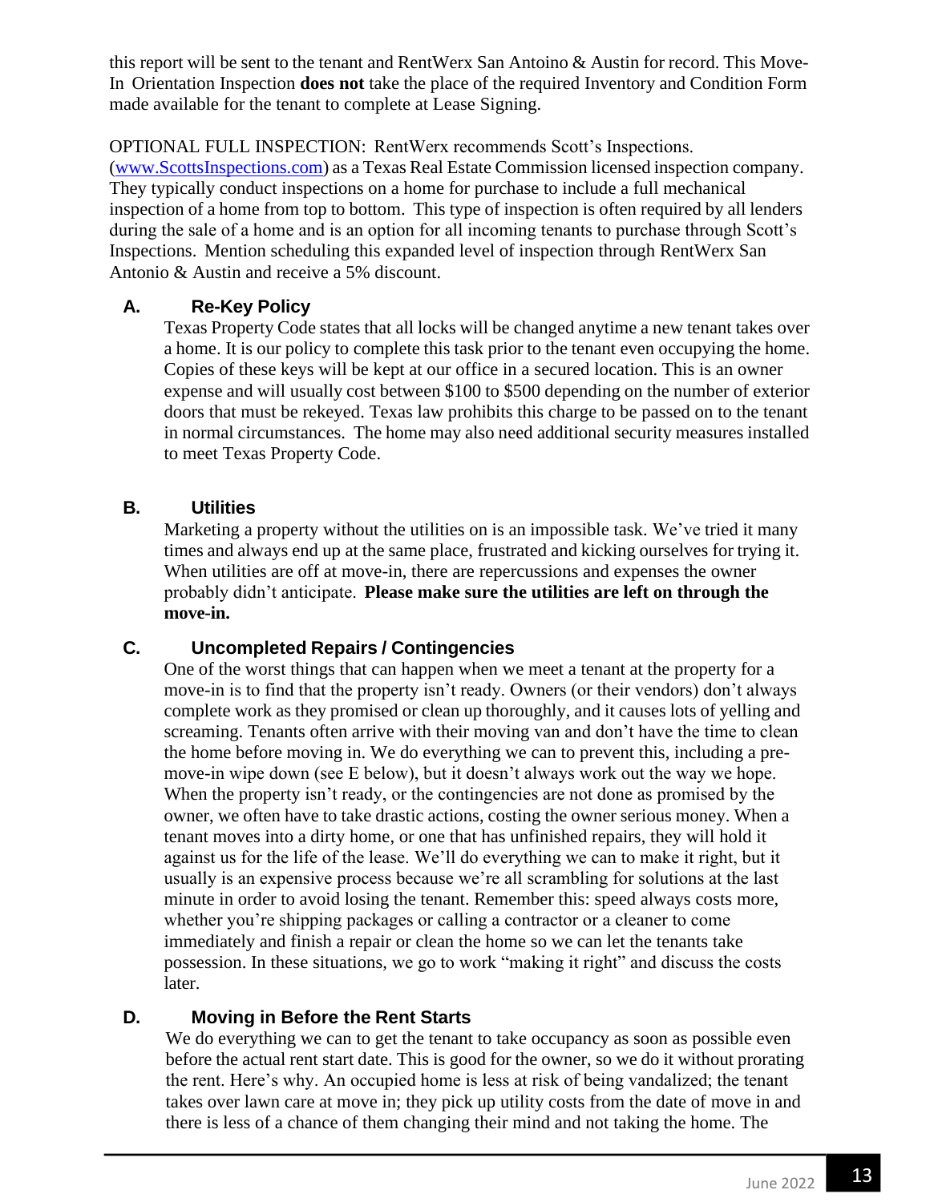this report will be sent to the tenant and RentWerx San Antoino & Austin for record. This Move-In Orientation Inspection **does not** take the place of the required Inventory and Condition Form made available for the tenant to complete at Lease Signing.

OPTIONAL FULL INSPECTION: RentWerx recommends Scott's Inspections. (www.ScottsInspections.com) as a Texas Real Estate Commission licensed inspection company. They typically conduct inspections on a home for purchase to include a full mechanical inspection of a home from top to bottom. This type of inspection is often required by all lenders during the sale of a home and is an option for all incoming tenants to purchase through Scott's Inspections. Mention scheduling this expanded level of inspection through RentWerx San Antonio & Austin and receive a 5% discount.

### A. Re-Key Policy

Texas Property Code states that all locks will be changed anytime a new tenant takes over a home. It is our policy to complete this task prior to the tenant even occupying the home. Copies of these keys will be kept at our office in a secured location. This is an owner expense and will usually cost between $100 to $500 depending on the number of exterior doors that must be rekeyed. Texas law prohibits this charge to be passed on to the tenant in normal circumstances. The home may also need additional security measures installed to meet Texas Property Code.

### B. Utilities

Marketing a property without the utilities on is an impossible task. We've tried it many times and always end up at the same place, frustrated and kicking ourselves for trying it. When utilities are off at move-in, there are repercussions and expenses the owner probably didn't anticipate. **Please make sure the utilities are left on through the move-in.**

### C. Uncompleted Repairs / Contingencies

One of the worst things that can happen when we meet a tenant at the property for a move-in is to find that the property isn't ready. Owners (or their vendors) don't always complete work as they promised or clean up thoroughly, and it causes lots of yelling and screaming. Tenants often arrive with their moving van and don't have the time to clean the home before moving in. We do everything we can to prevent this, including a pre-move-in wipe down (see E below), but it doesn't always work out the way we hope. When the property isn't ready, or the contingencies are not done as promised by the owner, we often have to take drastic actions, costing the owner serious money. When a tenant moves into a dirty home, or one that has unfinished repairs, they will hold it against us for the life of the lease. We'll do everything we can to make it right, but it usually is an expensive process because we're all scrambling for solutions at the last minute in order to avoid losing the tenant. Remember this: speed always costs more, whether you're shipping packages or calling a contractor or a cleaner to come immediately and finish a repair or clean the home so we can let the tenants take possession. In these situations, we go to work "making it right" and discuss the costs later.

### D. Moving in Before the Rent Starts

We do everything we can to get the tenant to take occupancy as soon as possible even before the actual rent start date. This is good for the owner, so we do it without prorating the rent. Here's why. An occupied home is less at risk of being vandalized; the tenant takes over lawn care at move in; they pick up utility costs from the date of move in and there is less of a chance of them changing their mind and not taking the home. The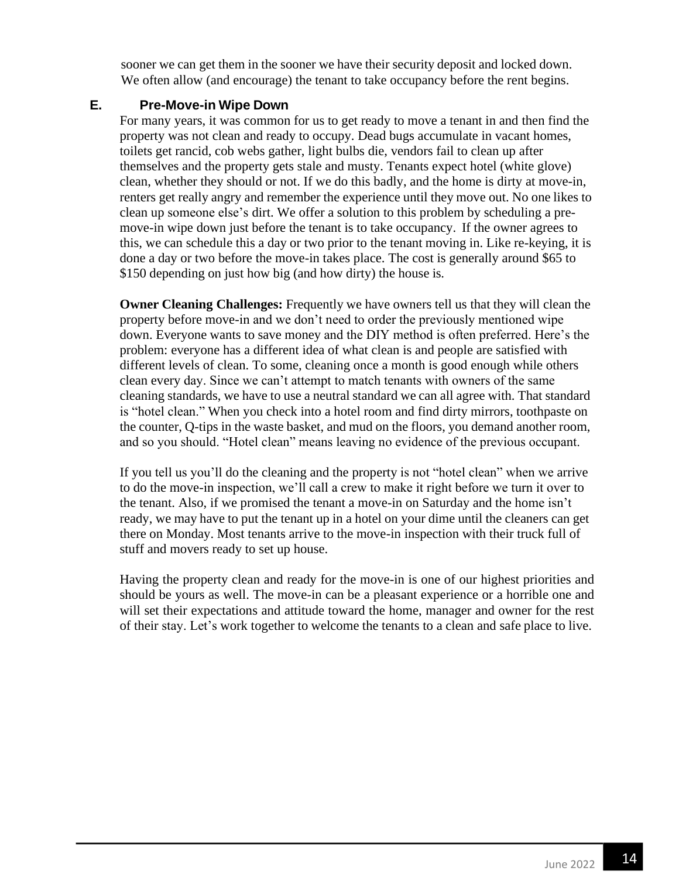sooner we can get them in the sooner we have their security deposit and locked down. We often allow (and encourage) the tenant to take occupancy before the rent begins.

### E. Pre-Move-in Wipe Down

For many years, it was common for us to get ready to move a tenant in and then find the property was not clean and ready to occupy. Dead bugs accumulate in vacant homes, toilets get rancid, cob webs gather, light bulbs die, vendors fail to clean up after themselves and the property gets stale and musty. Tenants expect hotel (white glove) clean, whether they should or not. If we do this badly, and the home is dirty at move-in, renters get really angry and remember the experience until they move out. No one likes to clean up someone else's dirt. We offer a solution to this problem by scheduling a pre-move-in wipe down just before the tenant is to take occupancy. If the owner agrees to this, we can schedule this a day or two prior to the tenant moving in. Like re-keying, it is done a day or two before the move-in takes place. The cost is generally around $65 to $150 depending on just how big (and how dirty) the house is.

**Owner Cleaning Challenges:** Frequently we have owners tell us that they will clean the property before move-in and we don't need to order the previously mentioned wipe down. Everyone wants to save money and the DIY method is often preferred. Here's the problem: everyone has a different idea of what clean is and people are satisfied with different levels of clean. To some, cleaning once a month is good enough while others clean every day. Since we can't attempt to match tenants with owners of the same cleaning standards, we have to use a neutral standard we can all agree with. That standard is "hotel clean." When you check into a hotel room and find dirty mirrors, toothpaste on the counter, Q-tips in the waste basket, and mud on the floors, you demand another room, and so you should. "Hotel clean" means leaving no evidence of the previous occupant.

If you tell us you'll do the cleaning and the property is not "hotel clean" when we arrive to do the move-in inspection, we'll call a crew to make it right before we turn it over to the tenant. Also, if we promised the tenant a move-in on Saturday and the home isn't ready, we may have to put the tenant up in a hotel on your dime until the cleaners can get there on Monday. Most tenants arrive to the move-in inspection with their truck full of stuff and movers ready to set up house.

Having the property clean and ready for the move-in is one of our highest priorities and should be yours as well. The move-in can be a pleasant experience or a horrible one and will set their expectations and attitude toward the home, manager and owner for the rest of their stay. Let's work together to welcome the tenants to a clean and safe place to live.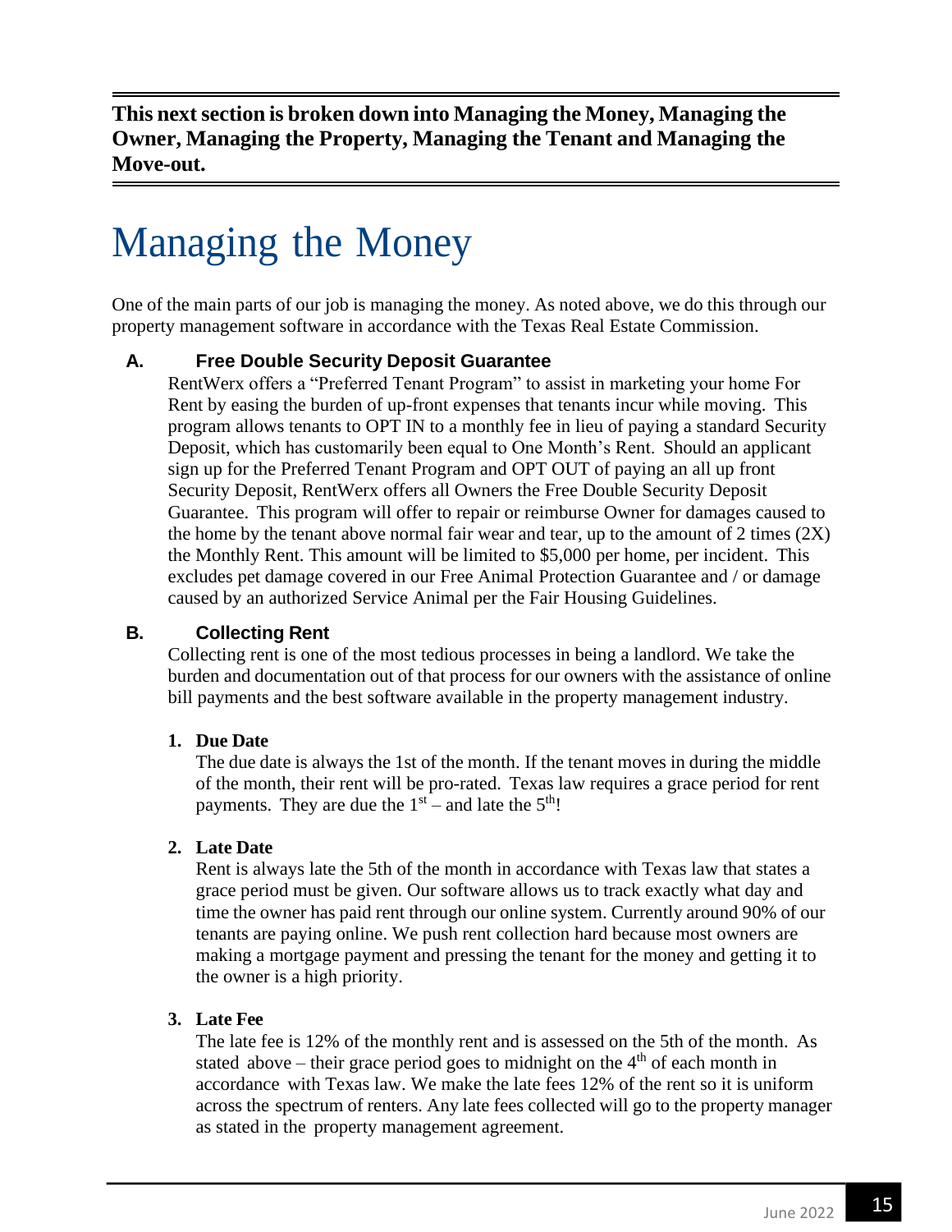**This next section is broken down into Managing the Money, Managing the Owner, Managing the Property, Managing the Tenant and Managing the Move-out.**

# Managing the Money

One of the main parts of our job is managing the money. As noted above, we do this through our property management software in accordance with the Texas Real Estate Commission.

### A. Free Double Security Deposit Guarantee

RentWerx offers a "Preferred Tenant Program" to assist in marketing your home For Rent by easing the burden of up-front expenses that tenants incur while moving. This program allows tenants to OPT IN to a monthly fee in lieu of paying a standard Security Deposit, which has customarily been equal to One Month's Rent. Should an applicant sign up for the Preferred Tenant Program and OPT OUT of paying an all up front Security Deposit, RentWerx offers all Owners the Free Double Security Deposit Guarantee. This program will offer to repair or reimburse Owner for damages caused to the home by the tenant above normal fair wear and tear, up to the amount of 2 times (2X) the Monthly Rent. This amount will be limited to $5,000 per home, per incident. This excludes pet damage covered in our Free Animal Protection Guarantee and / or damage caused by an authorized Service Animal per the Fair Housing Guidelines.

### B. Collecting Rent

Collecting rent is one of the most tedious processes in being a landlord. We take the burden and documentation out of that process for our owners with the assistance of online bill payments and the best software available in the property management industry.

**1. Due Date**

The due date is always the 1st of the month. If the tenant moves in during the middle of the month, their rent will be pro-rated. Texas law requires a grace period for rent payments. They are due the 1st – and late the 5th!

**2. Late Date**

Rent is always late the 5th of the month in accordance with Texas law that states a grace period must be given. Our software allows us to track exactly what day and time the owner has paid rent through our online system. Currently around 90% of our tenants are paying online. We push rent collection hard because most owners are making a mortgage payment and pressing the tenant for the money and getting it to the owner is a high priority.

**3. Late Fee**

The late fee is 12% of the monthly rent and is assessed on the 5th of the month. As stated above – their grace period goes to midnight on the 4th of each month in accordance with Texas law. We make the late fees 12% of the rent so it is uniform across the spectrum of renters. Any late fees collected will go to the property manager as stated in the property management agreement.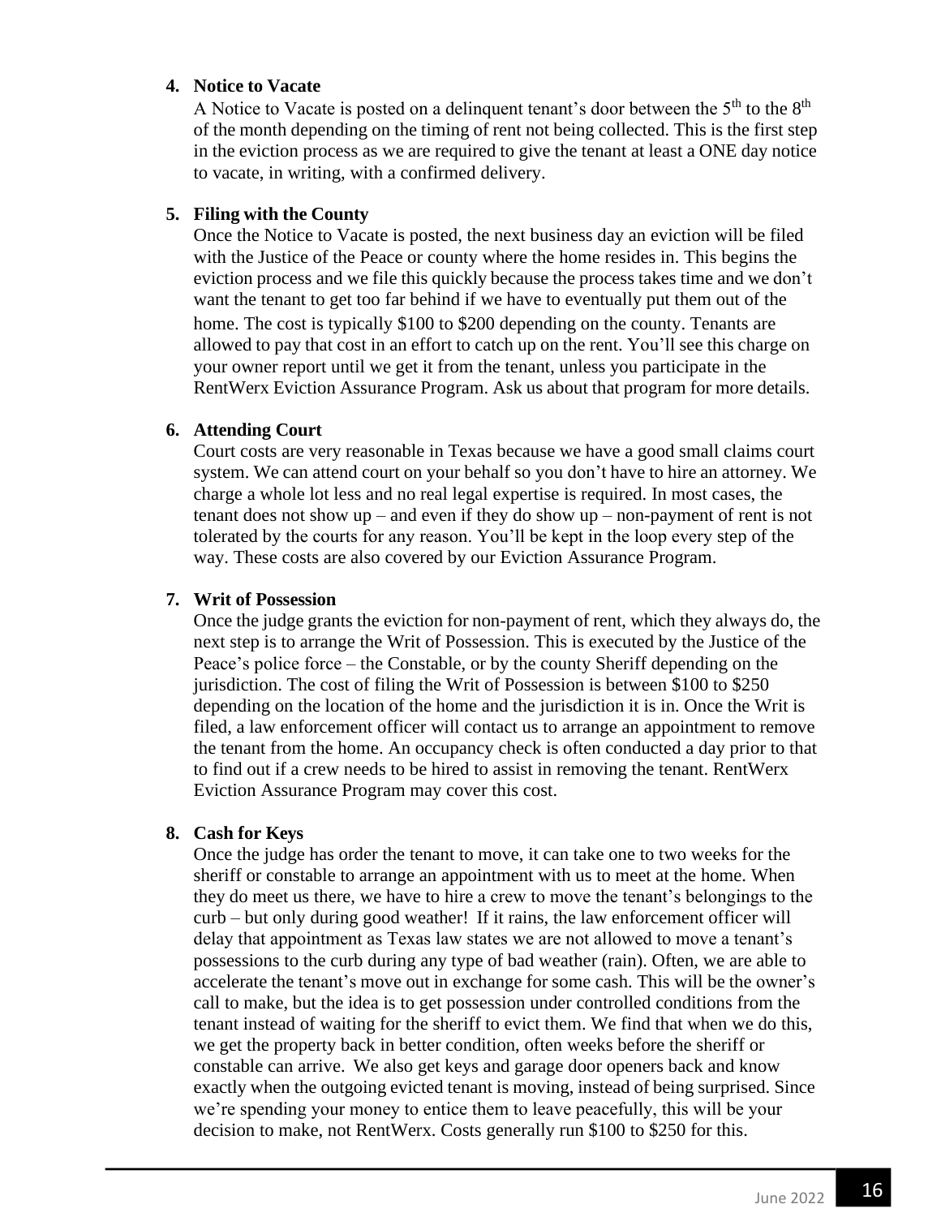4. **Notice to Vacate**
   A Notice to Vacate is posted on a delinquent tenant's door between the 5th to the 8th of the month depending on the timing of rent not being collected. This is the first step in the eviction process as we are required to give the tenant at least a ONE day notice to vacate, in writing, with a confirmed delivery.

5. **Filing with the County**
   Once the Notice to Vacate is posted, the next business day an eviction will be filed with the Justice of the Peace or county where the home resides in. This begins the eviction process and we file this quickly because the process takes time and we don't want the tenant to get too far behind if we have to eventually put them out of the home. The cost is typically $100 to $200 depending on the county. Tenants are allowed to pay that cost in an effort to catch up on the rent. You'll see this charge on your owner report until we get it from the tenant, unless you participate in the RentWerx Eviction Assurance Program. Ask us about that program for more details.

6. **Attending Court**
   Court costs are very reasonable in Texas because we have a good small claims court system. We can attend court on your behalf so you don't have to hire an attorney. We charge a whole lot less and no real legal expertise is required. In most cases, the tenant does not show up – and even if they do show up – non-payment of rent is not tolerated by the courts for any reason. You'll be kept in the loop every step of the way. These costs are also covered by our Eviction Assurance Program.

7. **Writ of Possession**
   Once the judge grants the eviction for non-payment of rent, which they always do, the next step is to arrange the Writ of Possession. This is executed by the Justice of the Peace's police force – the Constable, or by the county Sheriff depending on the jurisdiction. The cost of filing the Writ of Possession is between $100 to $250 depending on the location of the home and the jurisdiction it is in. Once the Writ is filed, a law enforcement officer will contact us to arrange an appointment to remove the tenant from the home. An occupancy check is often conducted a day prior to that to find out if a crew needs to be hired to assist in removing the tenant. RentWerx Eviction Assurance Program may cover this cost.

8. **Cash for Keys**
   Once the judge has order the tenant to move, it can take one to two weeks for the sheriff or constable to arrange an appointment with us to meet at the home. When they do meet us there, we have to hire a crew to move the tenant's belongings to the curb – but only during good weather! If it rains, the law enforcement officer will delay that appointment as Texas law states we are not allowed to move a tenant's possessions to the curb during any type of bad weather (rain). Often, we are able to accelerate the tenant's move out in exchange for some cash. This will be the owner's call to make, but the idea is to get possession under controlled conditions from the tenant instead of waiting for the sheriff to evict them. We find that when we do this, we get the property back in better condition, often weeks before the sheriff or constable can arrive. We also get keys and garage door openers back and know exactly when the outgoing evicted tenant is moving, instead of being surprised. Since we're spending your money to entice them to leave peacefully, this will be your decision to make, not RentWerx. Costs generally run $100 to $250 for this.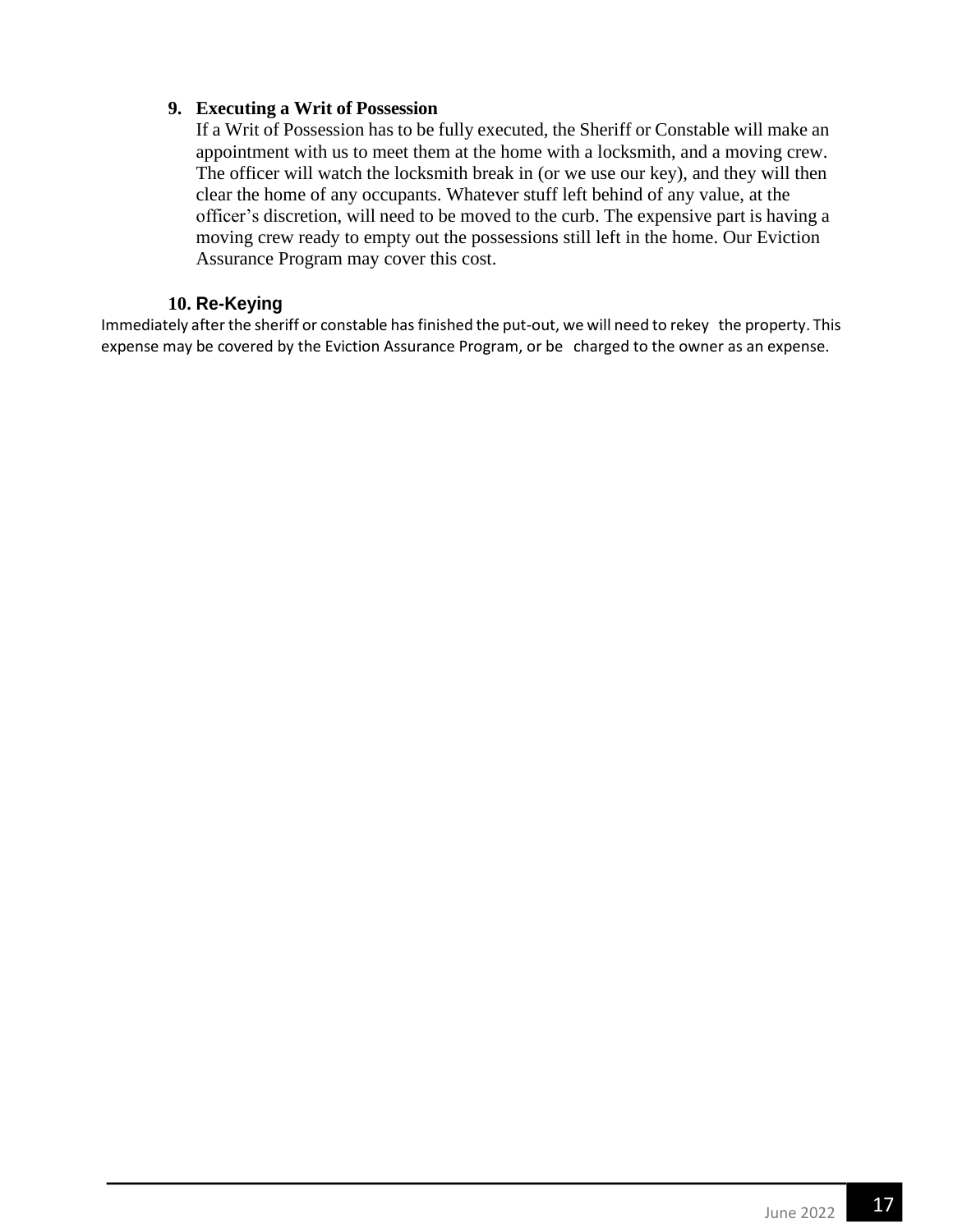9. **Executing a Writ of Possession**

   If a Writ of Possession has to be fully executed, the Sheriff or Constable will make an appointment with us to meet them at the home with a locksmith, and a moving crew. The officer will watch the locksmith break in (or we use our key), and they will then clear the home of any occupants. Whatever stuff left behind of any value, at the officer's discretion, will need to be moved to the curb. The expensive part is having a moving crew ready to empty out the possessions still left in the home. Our Eviction Assurance Program may cover this cost.

10. **Re-Keying**

Immediately after the sheriff or constable has finished the put-out, we will need to rekey the property. This expense may be covered by the Eviction Assurance Program, or be charged to the owner as an expense.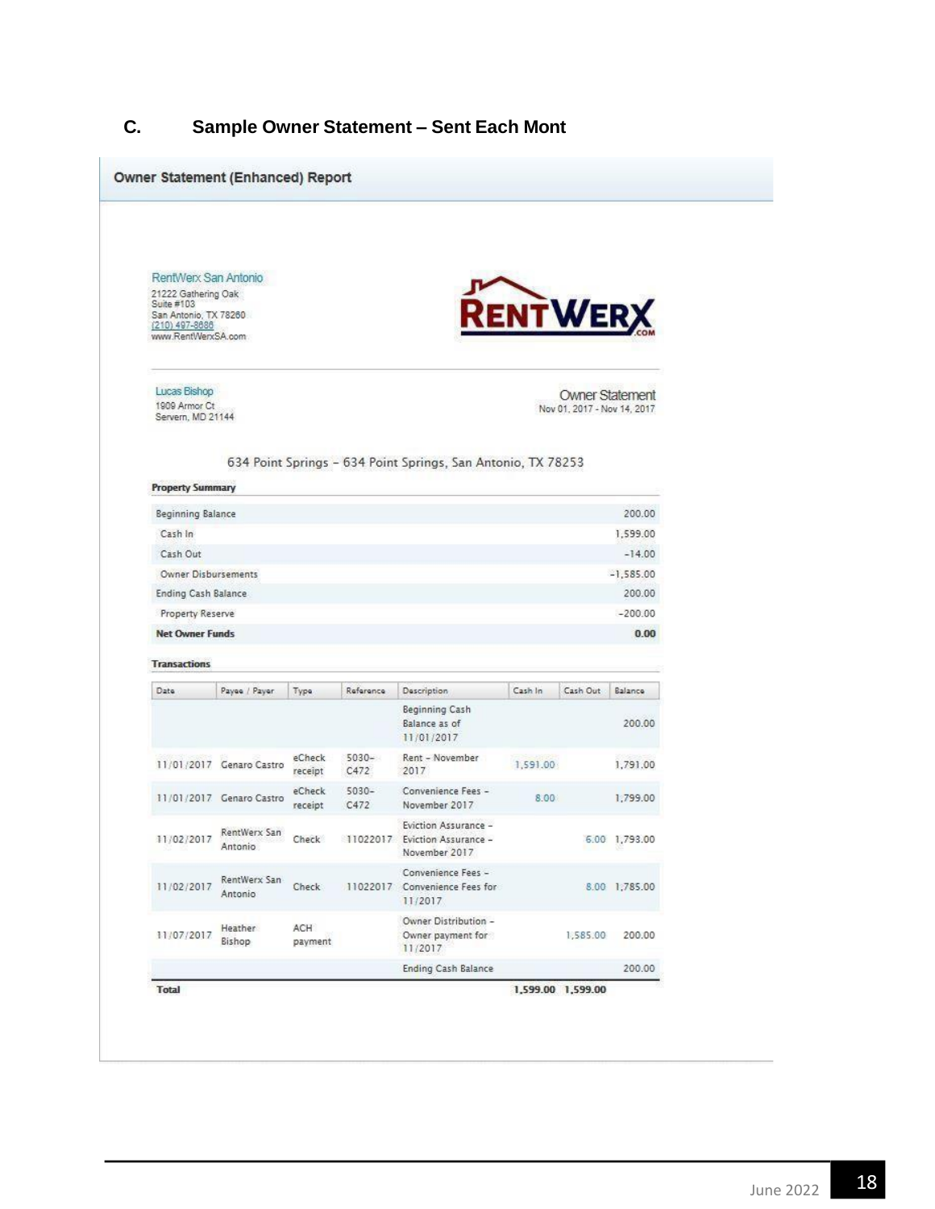## C. Sample Owner Statement – Sent Each Mont

### Owner Statement (Enhanced) Report

RentWerx San Antonio
21222 Gathering Oak
Suite #103
San Antonio, TX 78260
(210) 497-8686
www.RentWerxSA.com

RENTWERX.COM

Lucas Bishop
1909 Armor Ct
Servern, MD 21144

Owner Statement
Nov 01, 2017 - Nov 14, 2017

634 Point Springs - 634 Point Springs, San Antonio, TX 78253

**Property Summary**

| | |
|---|---|
| Beginning Balance | 200.00 |
| Cash In | 1,599.00 |
| Cash Out | -14.00 |
| Owner Disbursements | -1,585.00 |
| Ending Cash Balance | 200.00 |
| Property Reserve | -200.00 |
| **Net Owner Funds** | **0.00** |

**Transactions**

| Date | Payee / Payer | Type | Reference | Description | Cash In | Cash Out | Balance |
|---|---|---|---|---|---|---|---|
| | | | | Beginning Cash Balance as of 11/01/2017 | | | 200.00 |
| 11/01/2017 | Genaro Castro | eCheck receipt | 5030-C472 | Rent - November 2017 | 1,591.00 | | 1,791.00 |
| 11/01/2017 | Genaro Castro | eCheck receipt | 5030-C472 | Convenience Fees - November 2017 | 8.00 | | 1,799.00 |
| 11/02/2017 | RentWerx San Antonio | Check | 11022017 | Eviction Assurance - Eviction Assurance - November 2017 | | 6.00 | 1,793.00 |
| 11/02/2017 | RentWerx San Antonio | Check | 11022017 | Convenience Fees - Convenience Fees for 11/2017 | | 8.00 | 1,785.00 |
| 11/07/2017 | Heather Bishop | ACH payment | | Owner Distribution - Owner payment for 11/2017 | | 1,585.00 | 200.00 |
| | | | | Ending Cash Balance | | | 200.00 |
| **Total** | | | | | **1,599.00** | **1,599.00** | |

June 2022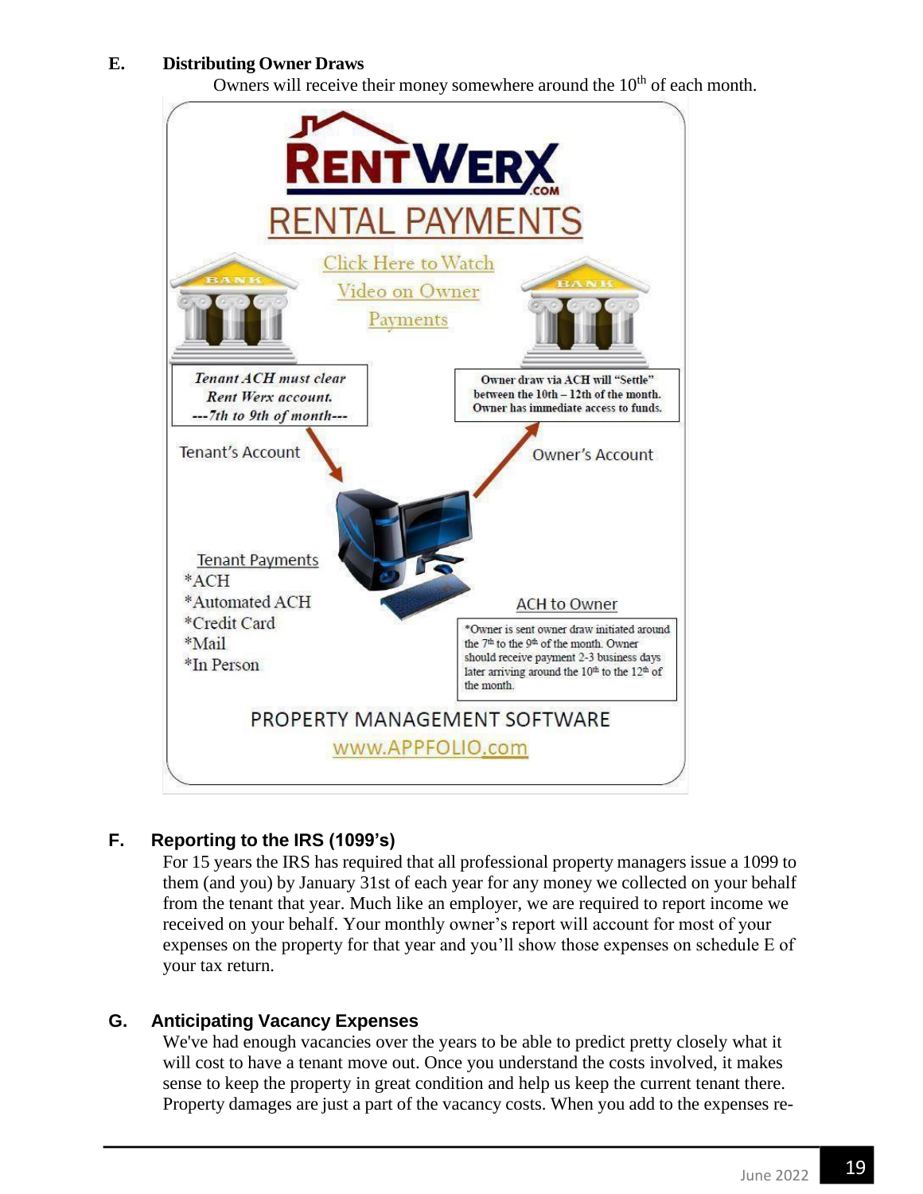## E. Distributing Owner Draws

Owners will receive their money somewhere around the 10th of each month.

RENTWERX.COM

RENTAL PAYMENTS

Click Here to Watch Video on Owner Payments

*Tenant ACH must clear Rent Werx account. ---7th to 9th of month---*

Owner draw via ACH will "Settle" between the 10th – 12th of the month. Owner has immediate access to funds.

Tenant's Account

Owner's Account

Tenant Payments
*ACH
*Automated ACH
*Credit Card
*Mail
*In Person

ACH to Owner

*Owner is sent owner draw initiated around the 7th to the 9th of the month. Owner should receive payment 2-3 business days later arriving around the 10th to the 12th of the month.

PROPERTY MANAGEMENT SOFTWARE
www.APPFOLIO.com

## F. Reporting to the IRS (1099's)

For 15 years the IRS has required that all professional property managers issue a 1099 to them (and you) by January 31st of each year for any money we collected on your behalf from the tenant that year. Much like an employer, we are required to report income we received on your behalf. Your monthly owner's report will account for most of your expenses on the property for that year and you'll show those expenses on schedule E of your tax return.

## G. Anticipating Vacancy Expenses

We've had enough vacancies over the years to be able to predict pretty closely what it will cost to have a tenant move out. Once you understand the costs involved, it makes sense to keep the property in great condition and help us keep the current tenant there. Property damages are just a part of the vacancy costs. When you add to the expenses re-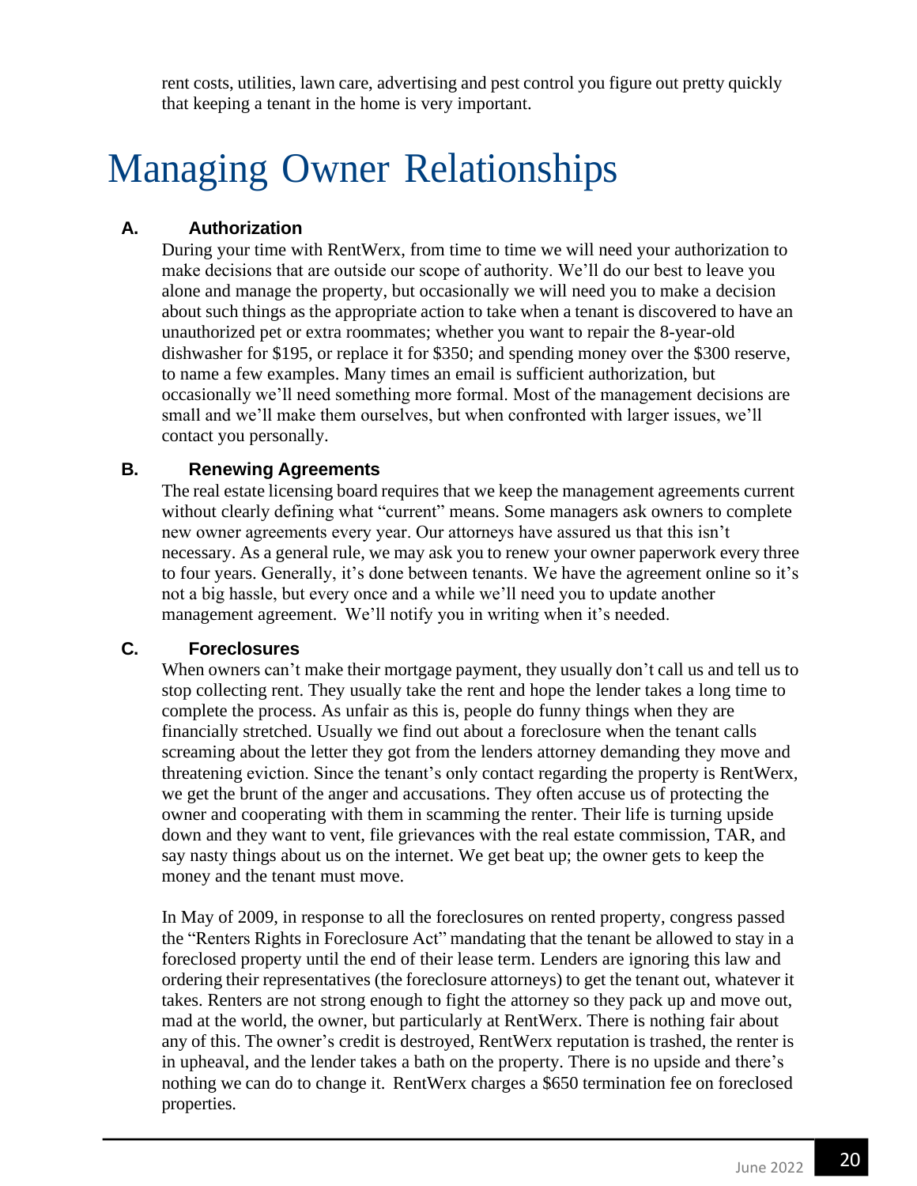rent costs, utilities, lawn care, advertising and pest control you figure out pretty quickly that keeping a tenant in the home is very important.

# Managing Owner Relationships

### A. Authorization

During your time with RentWerx, from time to time we will need your authorization to make decisions that are outside our scope of authority. We'll do our best to leave you alone and manage the property, but occasionally we will need you to make a decision about such things as the appropriate action to take when a tenant is discovered to have an unauthorized pet or extra roommates; whether you want to repair the 8-year-old dishwasher for $195, or replace it for $350; and spending money over the $300 reserve, to name a few examples. Many times an email is sufficient authorization, but occasionally we'll need something more formal. Most of the management decisions are small and we'll make them ourselves, but when confronted with larger issues, we'll contact you personally.

### B. Renewing Agreements

The real estate licensing board requires that we keep the management agreements current without clearly defining what "current" means. Some managers ask owners to complete new owner agreements every year. Our attorneys have assured us that this isn't necessary. As a general rule, we may ask you to renew your owner paperwork every three to four years. Generally, it's done between tenants. We have the agreement online so it's not a big hassle, but every once and a while we'll need you to update another management agreement. We'll notify you in writing when it's needed.

### C. Foreclosures

When owners can't make their mortgage payment, they usually don't call us and tell us to stop collecting rent. They usually take the rent and hope the lender takes a long time to complete the process. As unfair as this is, people do funny things when they are financially stretched. Usually we find out about a foreclosure when the tenant calls screaming about the letter they got from the lenders attorney demanding they move and threatening eviction. Since the tenant's only contact regarding the property is RentWerx, we get the brunt of the anger and accusations. They often accuse us of protecting the owner and cooperating with them in scamming the renter. Their life is turning upside down and they want to vent, file grievances with the real estate commission, TAR, and say nasty things about us on the internet. We get beat up; the owner gets to keep the money and the tenant must move.

In May of 2009, in response to all the foreclosures on rented property, congress passed the "Renters Rights in Foreclosure Act" mandating that the tenant be allowed to stay in a foreclosed property until the end of their lease term. Lenders are ignoring this law and ordering their representatives (the foreclosure attorneys) to get the tenant out, whatever it takes. Renters are not strong enough to fight the attorney so they pack up and move out, mad at the world, the owner, but particularly at RentWerx. There is nothing fair about any of this. The owner's credit is destroyed, RentWerx reputation is trashed, the renter is in upheaval, and the lender takes a bath on the property. There is no upside and there's nothing we can do to change it. RentWerx charges a $650 termination fee on foreclosed properties.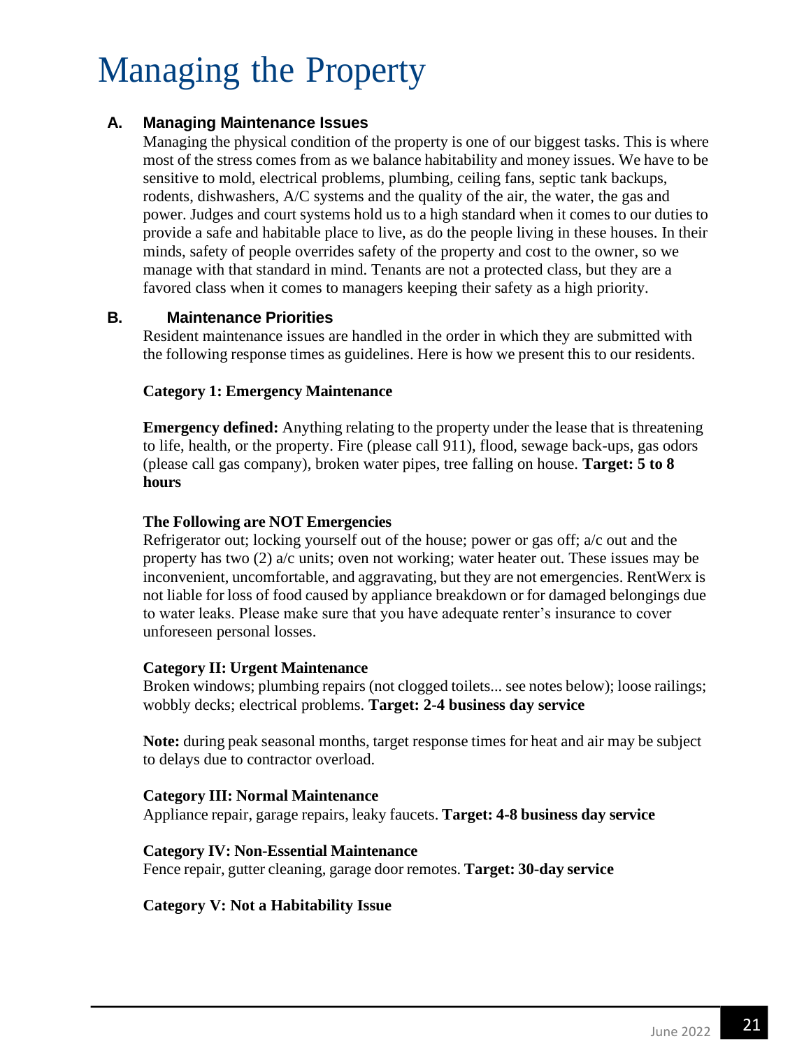# Managing the Property

### A. Managing Maintenance Issues

Managing the physical condition of the property is one of our biggest tasks. This is where most of the stress comes from as we balance habitability and money issues. We have to be sensitive to mold, electrical problems, plumbing, ceiling fans, septic tank backups, rodents, dishwashers, A/C systems and the quality of the air, the water, the gas and power. Judges and court systems hold us to a high standard when it comes to our duties to provide a safe and habitable place to live, as do the people living in these houses. In their minds, safety of people overrides safety of the property and cost to the owner, so we manage with that standard in mind. Tenants are not a protected class, but they are a favored class when it comes to managers keeping their safety as a high priority.

### B. Maintenance Priorities

Resident maintenance issues are handled in the order in which they are submitted with the following response times as guidelines. Here is how we present this to our residents.

**Category 1: Emergency Maintenance**

**Emergency defined:** Anything relating to the property under the lease that is threatening to life, health, or the property. Fire (please call 911), flood, sewage back-ups, gas odors (please call gas company), broken water pipes, tree falling on house. **Target: 5 to 8 hours**

**The Following are NOT Emergencies**

Refrigerator out; locking yourself out of the house; power or gas off; a/c out and the property has two (2) a/c units; oven not working; water heater out. These issues may be inconvenient, uncomfortable, and aggravating, but they are not emergencies. RentWerx is not liable for loss of food caused by appliance breakdown or for damaged belongings due to water leaks. Please make sure that you have adequate renter's insurance to cover unforeseen personal losses.

**Category II: Urgent Maintenance**

Broken windows; plumbing repairs (not clogged toilets... see notes below); loose railings; wobbly decks; electrical problems. **Target: 2-4 business day service**

**Note:** during peak seasonal months, target response times for heat and air may be subject to delays due to contractor overload.

**Category III: Normal Maintenance**

Appliance repair, garage repairs, leaky faucets. **Target: 4-8 business day service**

**Category IV: Non-Essential Maintenance**

Fence repair, gutter cleaning, garage door remotes. **Target: 30-day service**

**Category V: Not a Habitability Issue**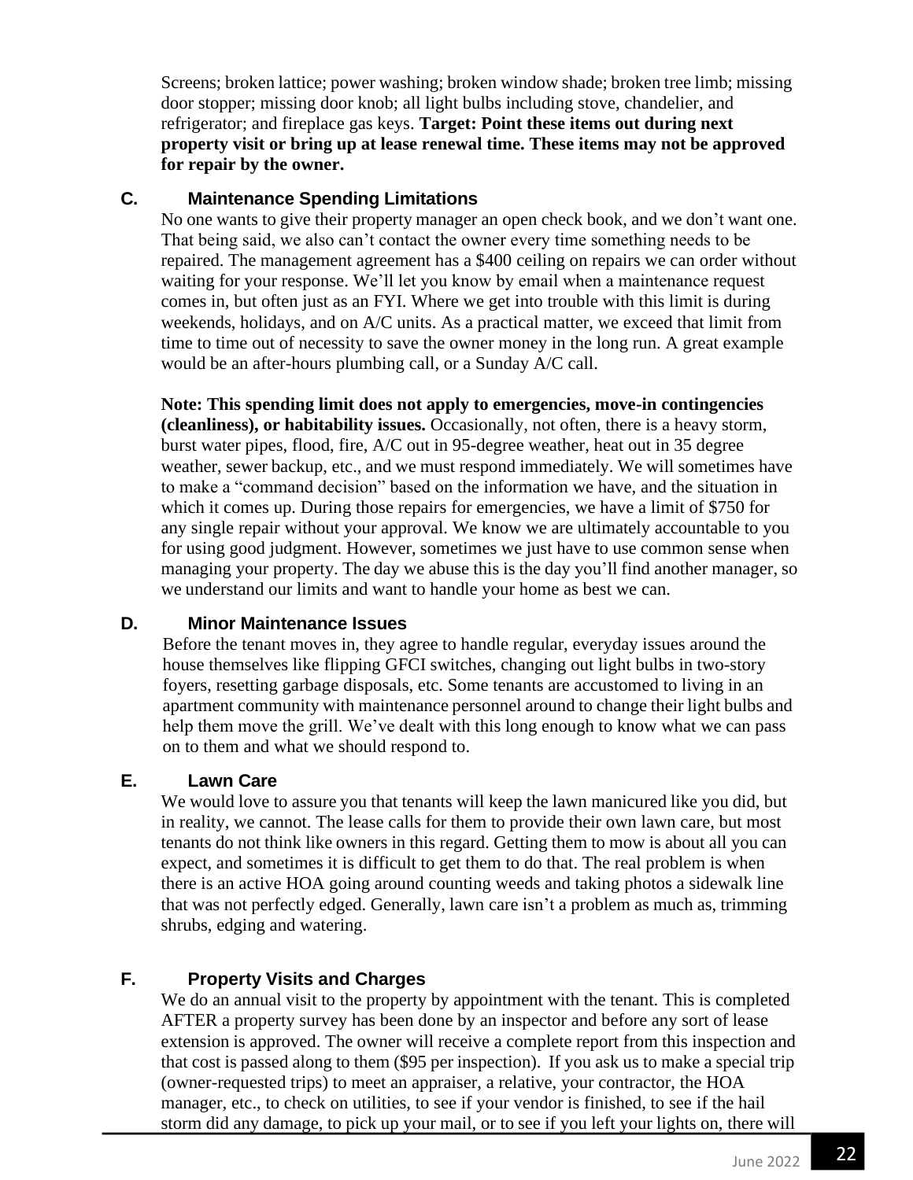Screens; broken lattice; power washing; broken window shade; broken tree limb; missing door stopper; missing door knob; all light bulbs including stove, chandelier, and refrigerator; and fireplace gas keys. **Target: Point these items out during next property visit or bring up at lease renewal time. These items may not be approved for repair by the owner.**

### C. Maintenance Spending Limitations

No one wants to give their property manager an open check book, and we don't want one. That being said, we also can't contact the owner every time something needs to be repaired. The management agreement has a $400 ceiling on repairs we can order without waiting for your response. We'll let you know by email when a maintenance request comes in, but often just as an FYI. Where we get into trouble with this limit is during weekends, holidays, and on A/C units. As a practical matter, we exceed that limit from time to time out of necessity to save the owner money in the long run. A great example would be an after-hours plumbing call, or a Sunday A/C call.

**Note: This spending limit does not apply to emergencies, move-in contingencies (cleanliness), or habitability issues.** Occasionally, not often, there is a heavy storm, burst water pipes, flood, fire, A/C out in 95-degree weather, heat out in 35 degree weather, sewer backup, etc., and we must respond immediately. We will sometimes have to make a "command decision" based on the information we have, and the situation in which it comes up. During those repairs for emergencies, we have a limit of $750 for any single repair without your approval. We know we are ultimately accountable to you for using good judgment. However, sometimes we just have to use common sense when managing your property. The day we abuse this is the day you'll find another manager, so we understand our limits and want to handle your home as best we can.

### D. Minor Maintenance Issues

Before the tenant moves in, they agree to handle regular, everyday issues around the house themselves like flipping GFCI switches, changing out light bulbs in two-story foyers, resetting garbage disposals, etc. Some tenants are accustomed to living in an apartment community with maintenance personnel around to change their light bulbs and help them move the grill. We've dealt with this long enough to know what we can pass on to them and what we should respond to.

### E. Lawn Care

We would love to assure you that tenants will keep the lawn manicured like you did, but in reality, we cannot. The lease calls for them to provide their own lawn care, but most tenants do not think like owners in this regard. Getting them to mow is about all you can expect, and sometimes it is difficult to get them to do that. The real problem is when there is an active HOA going around counting weeds and taking photos a sidewalk line that was not perfectly edged. Generally, lawn care isn't a problem as much as, trimming shrubs, edging and watering.

### F. Property Visits and Charges

We do an annual visit to the property by appointment with the tenant. This is completed AFTER a property survey has been done by an inspector and before any sort of lease extension is approved. The owner will receive a complete report from this inspection and that cost is passed along to them ($95 per inspection). If you ask us to make a special trip (owner-requested trips) to meet an appraiser, a relative, your contractor, the HOA manager, etc., to check on utilities, to see if your vendor is finished, to see if the hail storm did any damage, to pick up your mail, or to see if you left your lights on, there will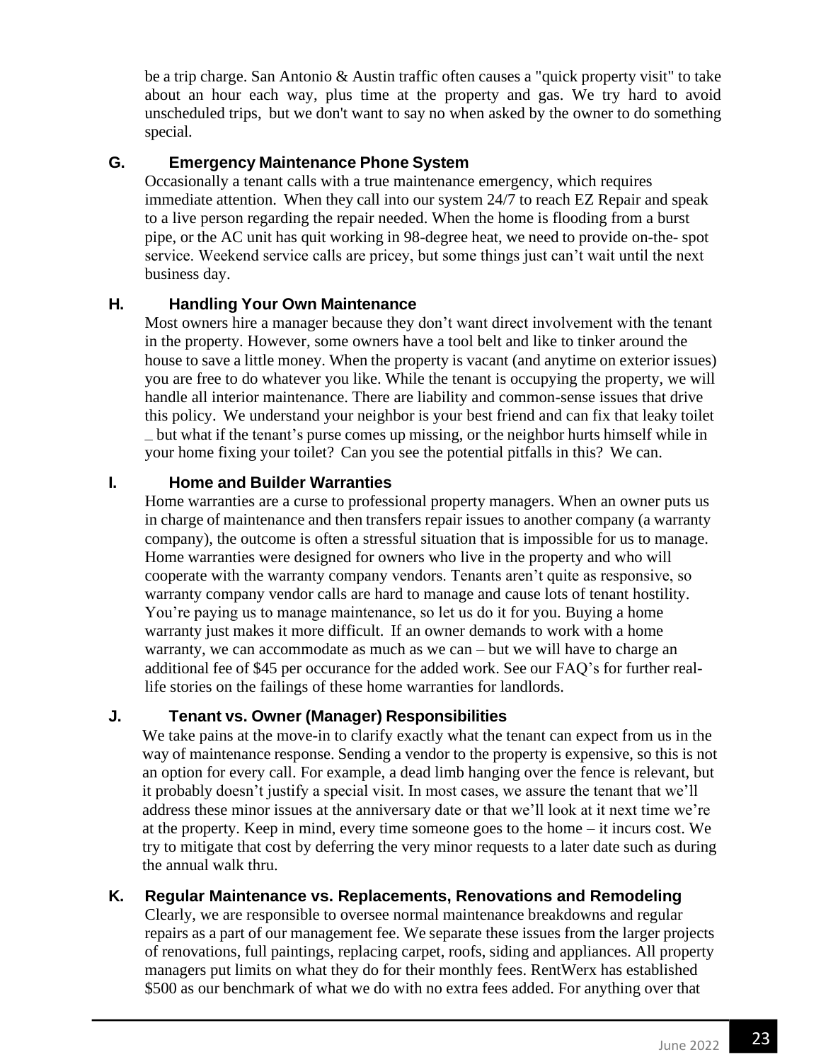be a trip charge. San Antonio & Austin traffic often causes a "quick property visit" to take about an hour each way, plus time at the property and gas. We try hard to avoid unscheduled trips, but we don't want to say no when asked by the owner to do something special.

### G. Emergency Maintenance Phone System

Occasionally a tenant calls with a true maintenance emergency, which requires immediate attention. When they call into our system 24/7 to reach EZ Repair and speak to a live person regarding the repair needed. When the home is flooding from a burst pipe, or the AC unit has quit working in 98-degree heat, we need to provide on-the- spot service. Weekend service calls are pricey, but some things just can't wait until the next business day.

### H. Handling Your Own Maintenance

Most owners hire a manager because they don't want direct involvement with the tenant in the property. However, some owners have a tool belt and like to tinker around the house to save a little money. When the property is vacant (and anytime on exterior issues) you are free to do whatever you like. While the tenant is occupying the property, we will handle all interior maintenance. There are liability and common-sense issues that drive this policy. We understand your neighbor is your best friend and can fix that leaky toilet _ but what if the tenant's purse comes up missing, or the neighbor hurts himself while in your home fixing your toilet? Can you see the potential pitfalls in this? We can.

### I. Home and Builder Warranties

Home warranties are a curse to professional property managers. When an owner puts us in charge of maintenance and then transfers repair issues to another company (a warranty company), the outcome is often a stressful situation that is impossible for us to manage. Home warranties were designed for owners who live in the property and who will cooperate with the warranty company vendors. Tenants aren't quite as responsive, so warranty company vendor calls are hard to manage and cause lots of tenant hostility. You're paying us to manage maintenance, so let us do it for you. Buying a home warranty just makes it more difficult. If an owner demands to work with a home warranty, we can accommodate as much as we can – but we will have to charge an additional fee of $45 per occurance for the added work. See our FAQ's for further real-life stories on the failings of these home warranties for landlords.

### J. Tenant vs. Owner (Manager) Responsibilities

We take pains at the move-in to clarify exactly what the tenant can expect from us in the way of maintenance response. Sending a vendor to the property is expensive, so this is not an option for every call. For example, a dead limb hanging over the fence is relevant, but it probably doesn't justify a special visit. In most cases, we assure the tenant that we'll address these minor issues at the anniversary date or that we'll look at it next time we're at the property. Keep in mind, every time someone goes to the home – it incurs cost. We try to mitigate that cost by deferring the very minor requests to a later date such as during the annual walk thru.

### K. Regular Maintenance vs. Replacements, Renovations and Remodeling

Clearly, we are responsible to oversee normal maintenance breakdowns and regular repairs as a part of our management fee. We separate these issues from the larger projects of renovations, full paintings, replacing carpet, roofs, siding and appliances. All property managers put limits on what they do for their monthly fees. RentWerx has established $500 as our benchmark of what we do with no extra fees added. For anything over that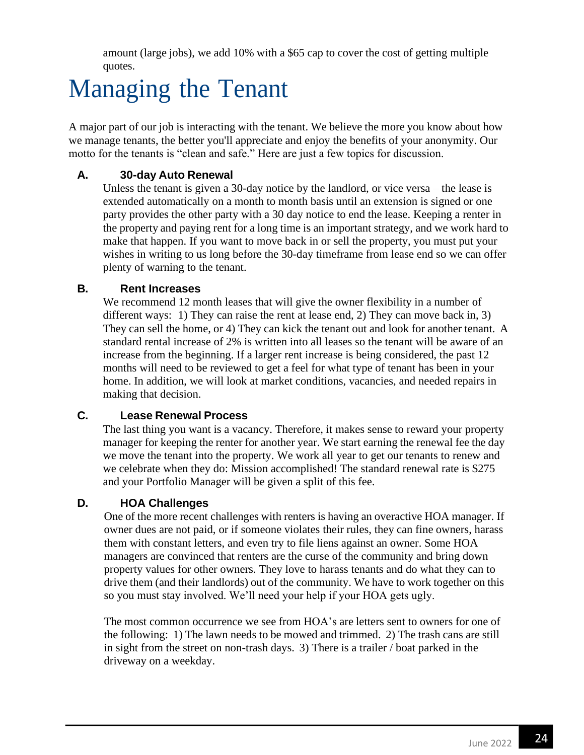amount (large jobs), we add 10% with a $65 cap to cover the cost of getting multiple quotes.

# Managing the Tenant

A major part of our job is interacting with the tenant. We believe the more you know about how we manage tenants, the better you'll appreciate and enjoy the benefits of your anonymity. Our motto for the tenants is "clean and safe." Here are just a few topics for discussion.

### A. 30-day Auto Renewal

Unless the tenant is given a 30-day notice by the landlord, or vice versa – the lease is extended automatically on a month to month basis until an extension is signed or one party provides the other party with a 30 day notice to end the lease. Keeping a renter in the property and paying rent for a long time is an important strategy, and we work hard to make that happen. If you want to move back in or sell the property, you must put your wishes in writing to us long before the 30-day timeframe from lease end so we can offer plenty of warning to the tenant.

### B. Rent Increases

We recommend 12 month leases that will give the owner flexibility in a number of different ways: 1) They can raise the rent at lease end, 2) They can move back in, 3) They can sell the home, or 4) They can kick the tenant out and look for another tenant. A standard rental increase of 2% is written into all leases so the tenant will be aware of an increase from the beginning. If a larger rent increase is being considered, the past 12 months will need to be reviewed to get a feel for what type of tenant has been in your home. In addition, we will look at market conditions, vacancies, and needed repairs in making that decision.

### C. Lease Renewal Process

The last thing you want is a vacancy. Therefore, it makes sense to reward your property manager for keeping the renter for another year. We start earning the renewal fee the day we move the tenant into the property. We work all year to get our tenants to renew and we celebrate when they do: Mission accomplished! The standard renewal rate is $275 and your Portfolio Manager will be given a split of this fee.

### D. HOA Challenges

One of the more recent challenges with renters is having an overactive HOA manager. If owner dues are not paid, or if someone violates their rules, they can fine owners, harass them with constant letters, and even try to file liens against an owner. Some HOA managers are convinced that renters are the curse of the community and bring down property values for other owners. They love to harass tenants and do what they can to drive them (and their landlords) out of the community. We have to work together on this so you must stay involved. We'll need your help if your HOA gets ugly.

The most common occurrence we see from HOA's are letters sent to owners for one of the following: 1) The lawn needs to be mowed and trimmed. 2) The trash cans are still in sight from the street on non-trash days. 3) There is a trailer / boat parked in the driveway on a weekday.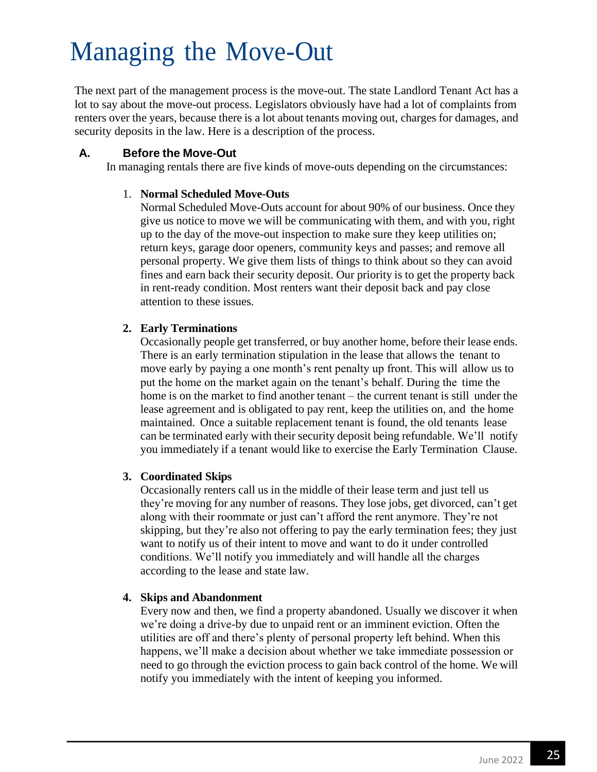# Managing the Move-Out

The next part of the management process is the move-out. The state Landlord Tenant Act has a lot to say about the move-out process. Legislators obviously have had a lot of complaints from renters over the years, because there is a lot about tenants moving out, charges for damages, and security deposits in the law. Here is a description of the process.

## A. Before the Move-Out

In managing rentals there are five kinds of move-outs depending on the circumstances:

1. **Normal Scheduled Move-Outs**
   Normal Scheduled Move-Outs account for about 90% of our business. Once they give us notice to move we will be communicating with them, and with you, right up to the day of the move-out inspection to make sure they keep utilities on; return keys, garage door openers, community keys and passes; and remove all personal property. We give them lists of things to think about so they can avoid fines and earn back their security deposit. Our priority is to get the property back in rent-ready condition. Most renters want their deposit back and pay close attention to these issues.

2. **Early Terminations**
   Occasionally people get transferred, or buy another home, before their lease ends. There is an early termination stipulation in the lease that allows the tenant to move early by paying a one month's rent penalty up front. This will allow us to put the home on the market again on the tenant's behalf. During the time the home is on the market to find another tenant – the current tenant is still under the lease agreement and is obligated to pay rent, keep the utilities on, and the home maintained. Once a suitable replacement tenant is found, the old tenants lease can be terminated early with their security deposit being refundable. We'll notify you immediately if a tenant would like to exercise the Early Termination Clause.

3. **Coordinated Skips**
   Occasionally renters call us in the middle of their lease term and just tell us they're moving for any number of reasons. They lose jobs, get divorced, can't get along with their roommate or just can't afford the rent anymore. They're not skipping, but they're also not offering to pay the early termination fees; they just want to notify us of their intent to move and want to do it under controlled conditions. We'll notify you immediately and will handle all the charges according to the lease and state law.

4. **Skips and Abandonment**
   Every now and then, we find a property abandoned. Usually we discover it when we're doing a drive-by due to unpaid rent or an imminent eviction. Often the utilities are off and there's plenty of personal property left behind. When this happens, we'll make a decision about whether we take immediate possession or need to go through the eviction process to gain back control of the home. We will notify you immediately with the intent of keeping you informed.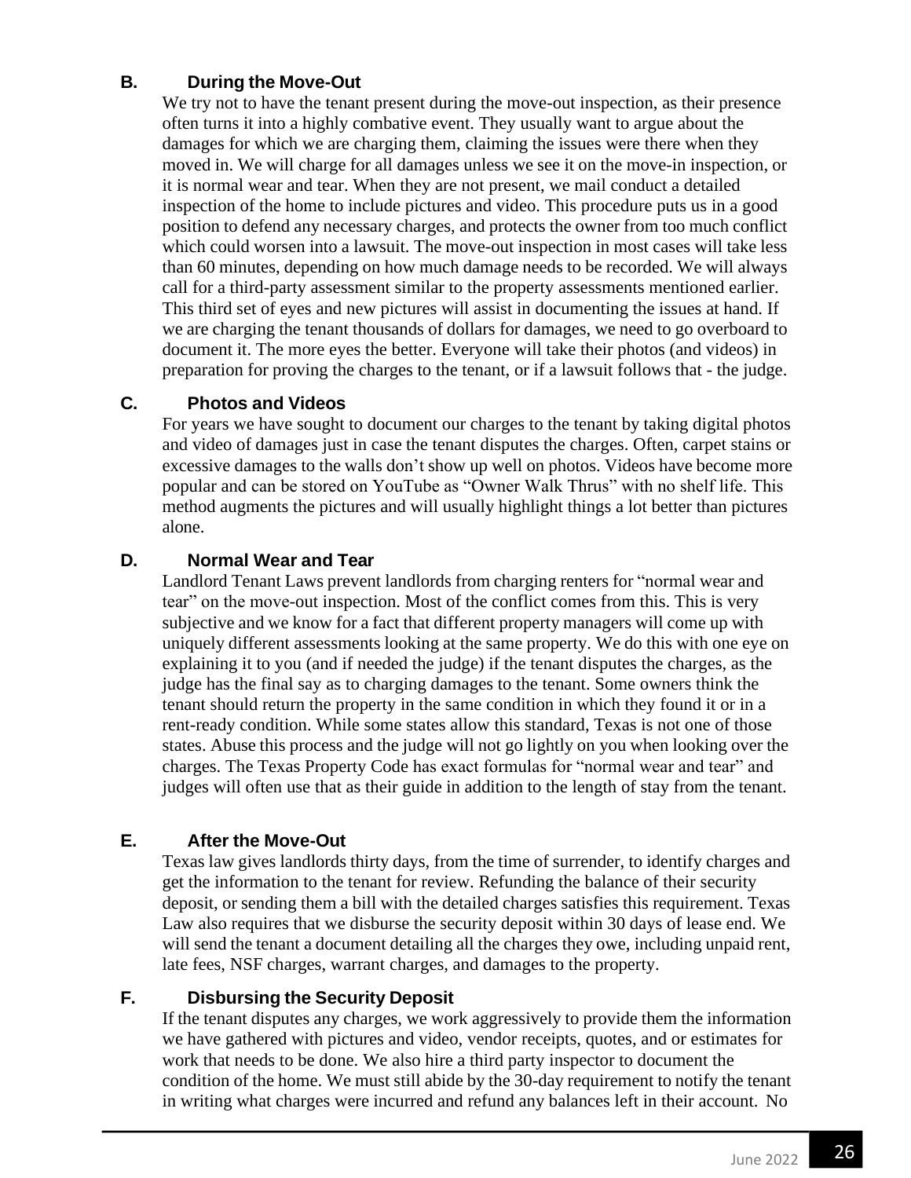### B. During the Move-Out

We try not to have the tenant present during the move-out inspection, as their presence often turns it into a highly combative event. They usually want to argue about the damages for which we are charging them, claiming the issues were there when they moved in. We will charge for all damages unless we see it on the move-in inspection, or it is normal wear and tear. When they are not present, we mail conduct a detailed inspection of the home to include pictures and video. This procedure puts us in a good position to defend any necessary charges, and protects the owner from too much conflict which could worsen into a lawsuit. The move-out inspection in most cases will take less than 60 minutes, depending on how much damage needs to be recorded. We will always call for a third-party assessment similar to the property assessments mentioned earlier. This third set of eyes and new pictures will assist in documenting the issues at hand. If we are charging the tenant thousands of dollars for damages, we need to go overboard to document it. The more eyes the better. Everyone will take their photos (and videos) in preparation for proving the charges to the tenant, or if a lawsuit follows that - the judge.

### C. Photos and Videos

For years we have sought to document our charges to the tenant by taking digital photos and video of damages just in case the tenant disputes the charges. Often, carpet stains or excessive damages to the walls don't show up well on photos. Videos have become more popular and can be stored on YouTube as "Owner Walk Thrus" with no shelf life. This method augments the pictures and will usually highlight things a lot better than pictures alone.

### D. Normal Wear and Tear

Landlord Tenant Laws prevent landlords from charging renters for "normal wear and tear" on the move-out inspection. Most of the conflict comes from this. This is very subjective and we know for a fact that different property managers will come up with uniquely different assessments looking at the same property. We do this with one eye on explaining it to you (and if needed the judge) if the tenant disputes the charges, as the judge has the final say as to charging damages to the tenant. Some owners think the tenant should return the property in the same condition in which they found it or in a rent-ready condition. While some states allow this standard, Texas is not one of those states. Abuse this process and the judge will not go lightly on you when looking over the charges. The Texas Property Code has exact formulas for "normal wear and tear" and judges will often use that as their guide in addition to the length of stay from the tenant.

### E. After the Move-Out

Texas law gives landlords thirty days, from the time of surrender, to identify charges and get the information to the tenant for review. Refunding the balance of their security deposit, or sending them a bill with the detailed charges satisfies this requirement. Texas Law also requires that we disburse the security deposit within 30 days of lease end. We will send the tenant a document detailing all the charges they owe, including unpaid rent, late fees, NSF charges, warrant charges, and damages to the property.

### F. Disbursing the Security Deposit

If the tenant disputes any charges, we work aggressively to provide them the information we have gathered with pictures and video, vendor receipts, quotes, and or estimates for work that needs to be done. We also hire a third party inspector to document the condition of the home. We must still abide by the 30-day requirement to notify the tenant in writing what charges were incurred and refund any balances left in their account. No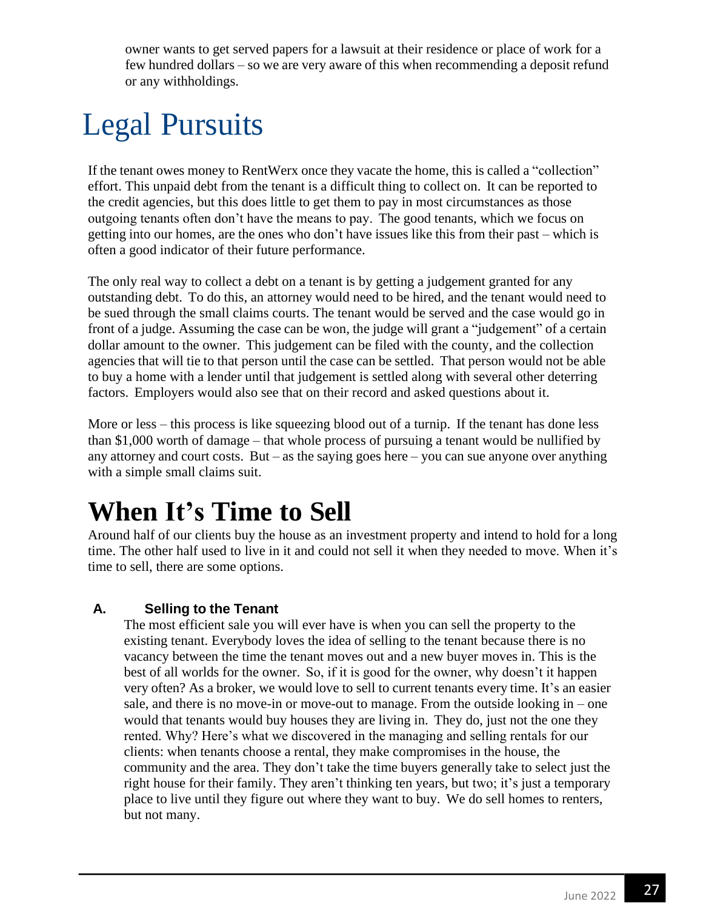owner wants to get served papers for a lawsuit at their residence or place of work for a few hundred dollars – so we are very aware of this when recommending a deposit refund or any withholdings.

# Legal Pursuits

If the tenant owes money to RentWerx once they vacate the home, this is called a "collection" effort. This unpaid debt from the tenant is a difficult thing to collect on. It can be reported to the credit agencies, but this does little to get them to pay in most circumstances as those outgoing tenants often don't have the means to pay. The good tenants, which we focus on getting into our homes, are the ones who don't have issues like this from their past – which is often a good indicator of their future performance.

The only real way to collect a debt on a tenant is by getting a judgement granted for any outstanding debt. To do this, an attorney would need to be hired, and the tenant would need to be sued through the small claims courts. The tenant would be served and the case would go in front of a judge. Assuming the case can be won, the judge will grant a "judgement" of a certain dollar amount to the owner. This judgement can be filed with the county, and the collection agencies that will tie to that person until the case can be settled. That person would not be able to buy a home with a lender until that judgement is settled along with several other deterring factors. Employers would also see that on their record and asked questions about it.

More or less – this process is like squeezing blood out of a turnip. If the tenant has done less than $1,000 worth of damage – that whole process of pursuing a tenant would be nullified by any attorney and court costs. But – as the saying goes here – you can sue anyone over anything with a simple small claims suit.

# When It's Time to Sell

Around half of our clients buy the house as an investment property and intend to hold for a long time. The other half used to live in it and could not sell it when they needed to move. When it's time to sell, there are some options.

### A. Selling to the Tenant

The most efficient sale you will ever have is when you can sell the property to the existing tenant. Everybody loves the idea of selling to the tenant because there is no vacancy between the time the tenant moves out and a new buyer moves in. This is the best of all worlds for the owner. So, if it is good for the owner, why doesn't it happen very often? As a broker, we would love to sell to current tenants every time. It's an easier sale, and there is no move-in or move-out to manage. From the outside looking in – one would that tenants would buy houses they are living in. They do, just not the one they rented. Why? Here's what we discovered in the managing and selling rentals for our clients: when tenants choose a rental, they make compromises in the house, the community and the area. They don't take the time buyers generally take to select just the right house for their family. They aren't thinking ten years, but two; it's just a temporary place to live until they figure out where they want to buy. We do sell homes to renters, but not many.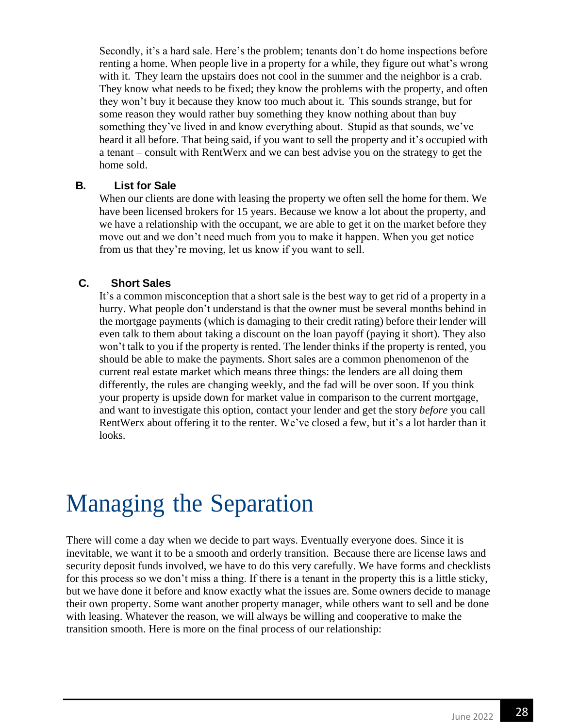Secondly, it's a hard sale. Here's the problem; tenants don't do home inspections before renting a home. When people live in a property for a while, they figure out what's wrong with it. They learn the upstairs does not cool in the summer and the neighbor is a crab. They know what needs to be fixed; they know the problems with the property, and often they won't buy it because they know too much about it. This sounds strange, but for some reason they would rather buy something they know nothing about than buy something they've lived in and know everything about. Stupid as that sounds, we've heard it all before. That being said, if you want to sell the property and it's occupied with a tenant – consult with RentWerx and we can best advise you on the strategy to get the home sold.

### B. List for Sale

When our clients are done with leasing the property we often sell the home for them. We have been licensed brokers for 15 years. Because we know a lot about the property, and we have a relationship with the occupant, we are able to get it on the market before they move out and we don't need much from you to make it happen. When you get notice from us that they're moving, let us know if you want to sell.

### C. Short Sales

It's a common misconception that a short sale is the best way to get rid of a property in a hurry. What people don't understand is that the owner must be several months behind in the mortgage payments (which is damaging to their credit rating) before their lender will even talk to them about taking a discount on the loan payoff (paying it short). They also won't talk to you if the property is rented. The lender thinks if the property is rented, you should be able to make the payments. Short sales are a common phenomenon of the current real estate market which means three things: the lenders are all doing them differently, the rules are changing weekly, and the fad will be over soon. If you think your property is upside down for market value in comparison to the current mortgage, and want to investigate this option, contact your lender and get the story *before* you call RentWerx about offering it to the renter. We've closed a few, but it's a lot harder than it looks.

# Managing the Separation

There will come a day when we decide to part ways. Eventually everyone does. Since it is inevitable, we want it to be a smooth and orderly transition. Because there are license laws and security deposit funds involved, we have to do this very carefully. We have forms and checklists for this process so we don't miss a thing. If there is a tenant in the property this is a little sticky, but we have done it before and know exactly what the issues are. Some owners decide to manage their own property. Some want another property manager, while others want to sell and be done with leasing. Whatever the reason, we will always be willing and cooperative to make the transition smooth. Here is more on the final process of our relationship: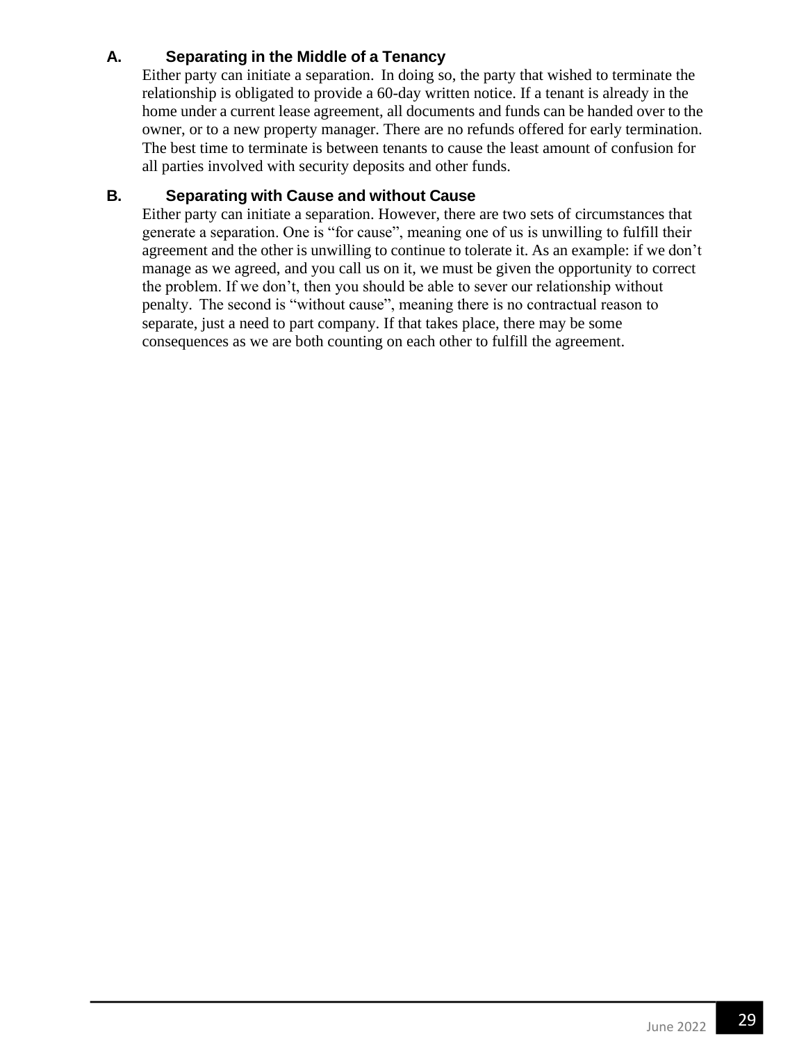### A. Separating in the Middle of a Tenancy

Either party can initiate a separation. In doing so, the party that wished to terminate the relationship is obligated to provide a 60-day written notice. If a tenant is already in the home under a current lease agreement, all documents and funds can be handed over to the owner, or to a new property manager. There are no refunds offered for early termination. The best time to terminate is between tenants to cause the least amount of confusion for all parties involved with security deposits and other funds.

### B. Separating with Cause and without Cause

Either party can initiate a separation. However, there are two sets of circumstances that generate a separation. One is "for cause", meaning one of us is unwilling to fulfill their agreement and the other is unwilling to continue to tolerate it. As an example: if we don't manage as we agreed, and you call us on it, we must be given the opportunity to correct the problem. If we don't, then you should be able to sever our relationship without penalty. The second is "without cause", meaning there is no contractual reason to separate, just a need to part company. If that takes place, there may be some consequences as we are both counting on each other to fulfill the agreement.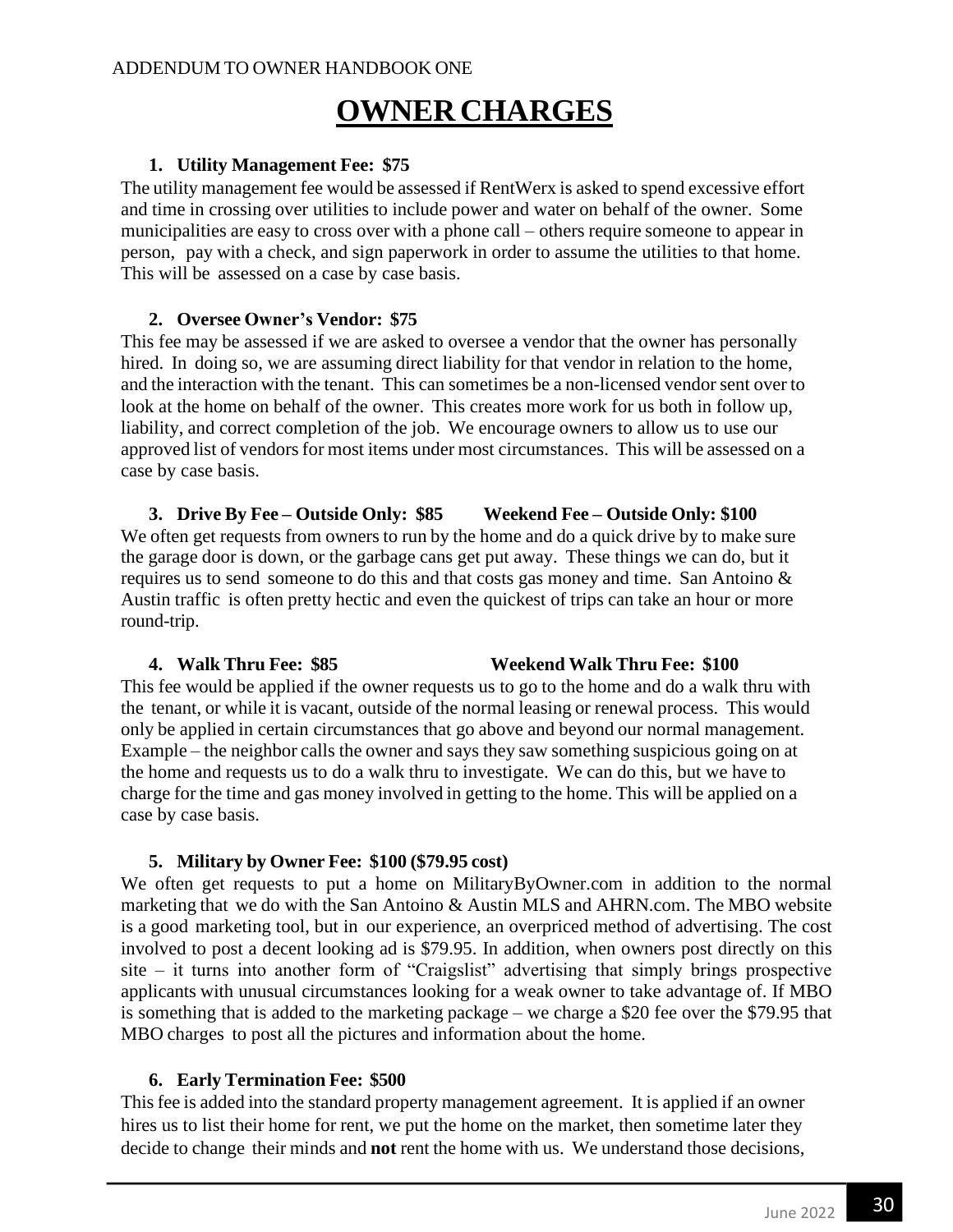ADDENDUM TO OWNER HANDBOOK ONE

# OWNER CHARGES

1. **Utility Management Fee: $75**

The utility management fee would be assessed if RentWerx is asked to spend excessive effort and time in crossing over utilities to include power and water on behalf of the owner. Some municipalities are easy to cross over with a phone call – others require someone to appear in person, pay with a check, and sign paperwork in order to assume the utilities to that home. This will be assessed on a case by case basis.

2. **Oversee Owner's Vendor: $75**

This fee may be assessed if we are asked to oversee a vendor that the owner has personally hired. In doing so, we are assuming direct liability for that vendor in relation to the home, and the interaction with the tenant. This can sometimes be a non-licensed vendor sent over to look at the home on behalf of the owner. This creates more work for us both in follow up, liability, and correct completion of the job. We encourage owners to allow us to use our approved list of vendors for most items under most circumstances. This will be assessed on a case by case basis.

3. **Drive By Fee – Outside Only: $85 Weekend Fee – Outside Only: $100**

We often get requests from owners to run by the home and do a quick drive by to make sure the garage door is down, or the garbage cans get put away. These things we can do, but it requires us to send someone to do this and that costs gas money and time. San Antoino & Austin traffic is often pretty hectic and even the quickest of trips can take an hour or more round-trip.

4. **Walk Thru Fee: $85 Weekend Walk Thru Fee: $100**

This fee would be applied if the owner requests us to go to the home and do a walk thru with the tenant, or while it is vacant, outside of the normal leasing or renewal process. This would only be applied in certain circumstances that go above and beyond our normal management. Example – the neighbor calls the owner and says they saw something suspicious going on at the home and requests us to do a walk thru to investigate. We can do this, but we have to charge for the time and gas money involved in getting to the home. This will be applied on a case by case basis.

5. **Military by Owner Fee: $100 ($79.95 cost)**

We often get requests to put a home on MilitaryByOwner.com in addition to the normal marketing that we do with the San Antoino & Austin MLS and AHRN.com. The MBO website is a good marketing tool, but in our experience, an overpriced method of advertising. The cost involved to post a decent looking ad is $79.95. In addition, when owners post directly on this site – it turns into another form of "Craigslist" advertising that simply brings prospective applicants with unusual circumstances looking for a weak owner to take advantage of. If MBO is something that is added to the marketing package – we charge a $20 fee over the $79.95 that MBO charges to post all the pictures and information about the home.

6. **Early Termination Fee: $500**

This fee is added into the standard property management agreement. It is applied if an owner hires us to list their home for rent, we put the home on the market, then sometime later they decide to change their minds and **not** rent the home with us. We understand those decisions,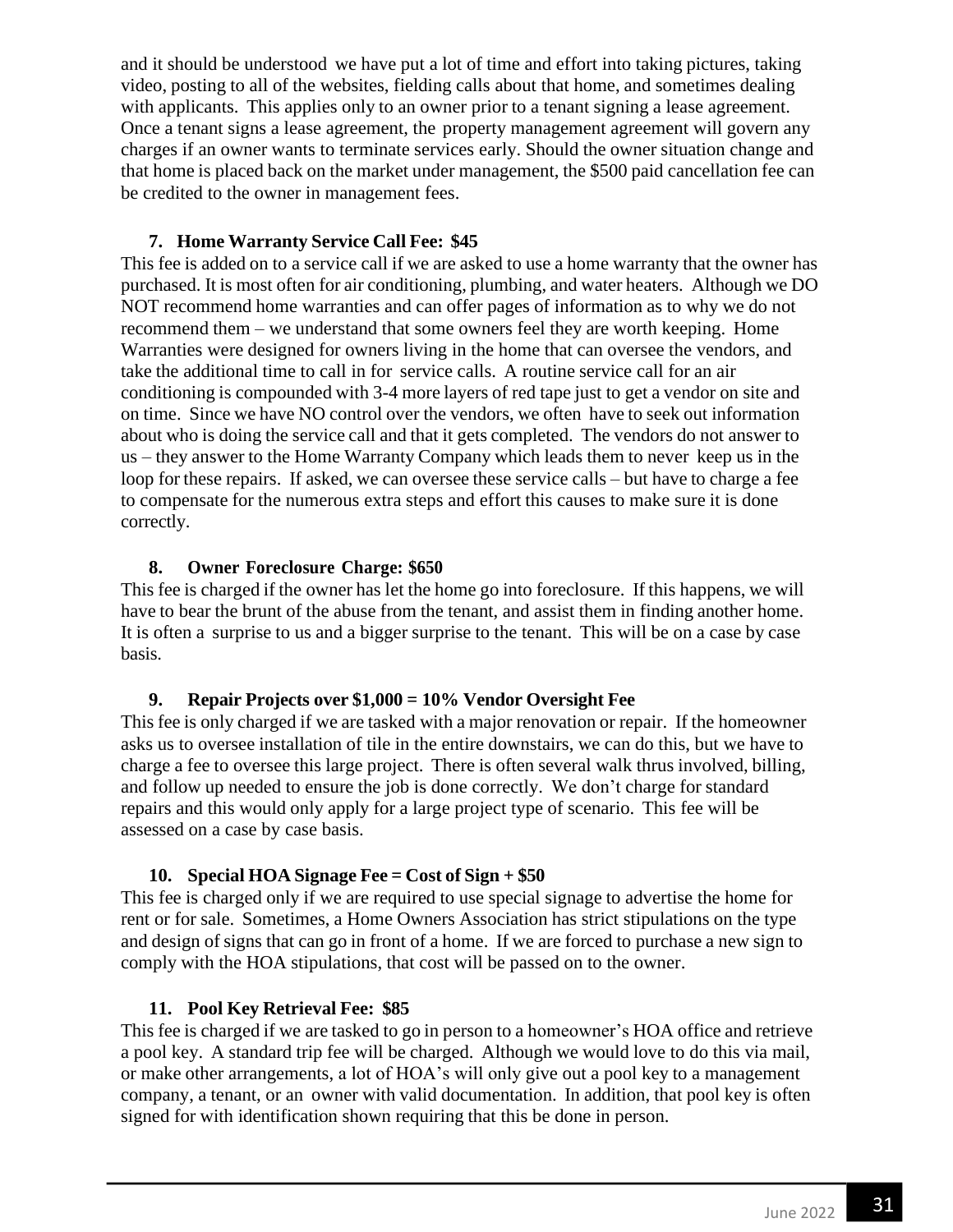and it should be understood we have put a lot of time and effort into taking pictures, taking video, posting to all of the websites, fielding calls about that home, and sometimes dealing with applicants. This applies only to an owner prior to a tenant signing a lease agreement. Once a tenant signs a lease agreement, the property management agreement will govern any charges if an owner wants to terminate services early. Should the owner situation change and that home is placed back on the market under management, the $500 paid cancellation fee can be credited to the owner in management fees.

7. **Home Warranty Service Call Fee: $45**

This fee is added on to a service call if we are asked to use a home warranty that the owner has purchased. It is most often for air conditioning, plumbing, and water heaters. Although we DO NOT recommend home warranties and can offer pages of information as to why we do not recommend them – we understand that some owners feel they are worth keeping. Home Warranties were designed for owners living in the home that can oversee the vendors, and take the additional time to call in for service calls. A routine service call for an air conditioning is compounded with 3-4 more layers of red tape just to get a vendor on site and on time. Since we have NO control over the vendors, we often have to seek out information about who is doing the service call and that it gets completed. The vendors do not answer to us – they answer to the Home Warranty Company which leads them to never keep us in the loop for these repairs. If asked, we can oversee these service calls – but have to charge a fee to compensate for the numerous extra steps and effort this causes to make sure it is done correctly.

8. **Owner Foreclosure Charge: $650**

This fee is charged if the owner has let the home go into foreclosure. If this happens, we will have to bear the brunt of the abuse from the tenant, and assist them in finding another home. It is often a surprise to us and a bigger surprise to the tenant. This will be on a case by case basis.

9. **Repair Projects over $1,000 = 10% Vendor Oversight Fee**

This fee is only charged if we are tasked with a major renovation or repair. If the homeowner asks us to oversee installation of tile in the entire downstairs, we can do this, but we have to charge a fee to oversee this large project. There is often several walk thrus involved, billing, and follow up needed to ensure the job is done correctly. We don't charge for standard repairs and this would only apply for a large project type of scenario. This fee will be assessed on a case by case basis.

10. **Special HOA Signage Fee = Cost of Sign + $50**

This fee is charged only if we are required to use special signage to advertise the home for rent or for sale. Sometimes, a Home Owners Association has strict stipulations on the type and design of signs that can go in front of a home. If we are forced to purchase a new sign to comply with the HOA stipulations, that cost will be passed on to the owner.

11. **Pool Key Retrieval Fee: $85**

This fee is charged if we are tasked to go in person to a homeowner's HOA office and retrieve a pool key. A standard trip fee will be charged. Although we would love to do this via mail, or make other arrangements, a lot of HOA's will only give out a pool key to a management company, a tenant, or an owner with valid documentation. In addition, that pool key is often signed for with identification shown requiring that this be done in person.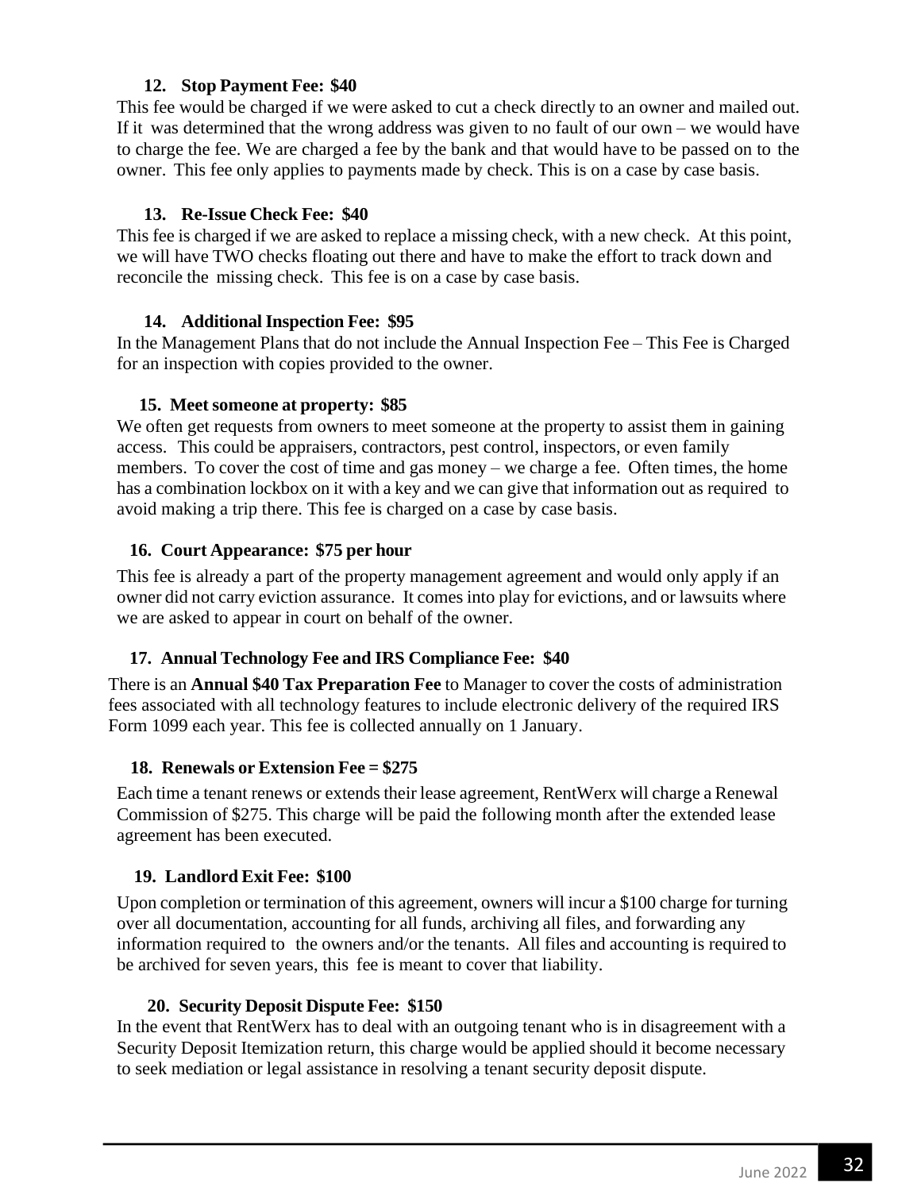**12. Stop Payment Fee: $40**

This fee would be charged if we were asked to cut a check directly to an owner and mailed out. If it was determined that the wrong address was given to no fault of our own – we would have to charge the fee. We are charged a fee by the bank and that would have to be passed on to the owner. This fee only applies to payments made by check. This is on a case by case basis.

**13. Re-Issue Check Fee: $40**

This fee is charged if we are asked to replace a missing check, with a new check. At this point, we will have TWO checks floating out there and have to make the effort to track down and reconcile the missing check. This fee is on a case by case basis.

**14. Additional Inspection Fee: $95**

In the Management Plans that do not include the Annual Inspection Fee – This Fee is Charged for an inspection with copies provided to the owner.

**15. Meet someone at property: $85**

We often get requests from owners to meet someone at the property to assist them in gaining access. This could be appraisers, contractors, pest control, inspectors, or even family members. To cover the cost of time and gas money – we charge a fee. Often times, the home has a combination lockbox on it with a key and we can give that information out as required to avoid making a trip there. This fee is charged on a case by case basis.

**16. Court Appearance: $75 per hour**

This fee is already a part of the property management agreement and would only apply if an owner did not carry eviction assurance. It comes into play for evictions, and or lawsuits where we are asked to appear in court on behalf of the owner.

**17. Annual Technology Fee and IRS Compliance Fee: $40**

There is an **Annual $40 Tax Preparation Fee** to Manager to cover the costs of administration fees associated with all technology features to include electronic delivery of the required IRS Form 1099 each year. This fee is collected annually on 1 January.

**18. Renewals or Extension Fee = $275**

Each time a tenant renews or extends their lease agreement, RentWerx will charge a Renewal Commission of $275. This charge will be paid the following month after the extended lease agreement has been executed.

**19. Landlord Exit Fee: $100**

Upon completion or termination of this agreement, owners will incur a $100 charge for turning over all documentation, accounting for all funds, archiving all files, and forwarding any information required to the owners and/or the tenants. All files and accounting is required to be archived for seven years, this fee is meant to cover that liability.

**20. Security Deposit Dispute Fee: $150**

In the event that RentWerx has to deal with an outgoing tenant who is in disagreement with a Security Deposit Itemization return, this charge would be applied should it become necessary to seek mediation or legal assistance in resolving a tenant security deposit dispute.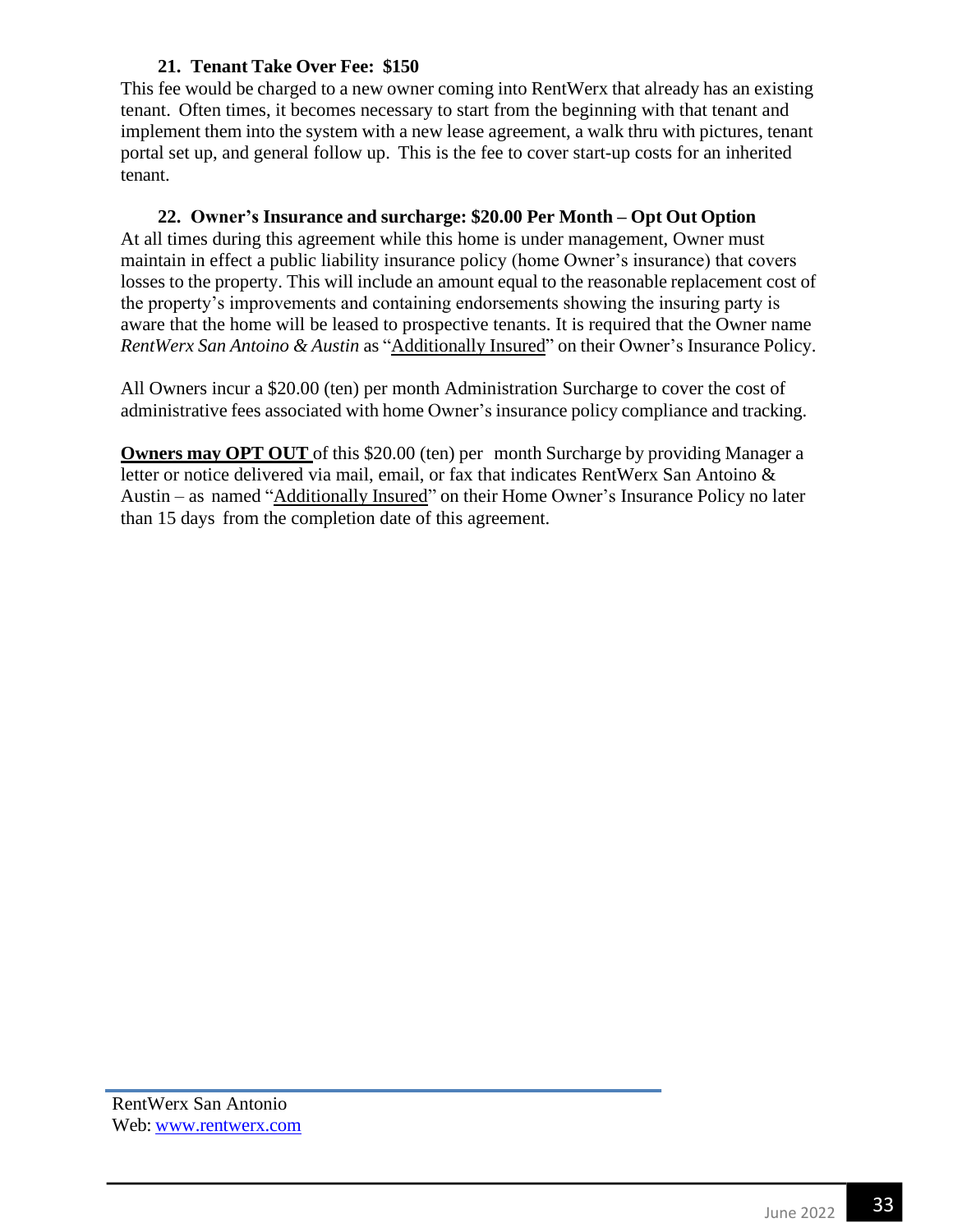**21. Tenant Take Over Fee: $150**

This fee would be charged to a new owner coming into RentWerx that already has an existing tenant. Often times, it becomes necessary to start from the beginning with that tenant and implement them into the system with a new lease agreement, a walk thru with pictures, tenant portal set up, and general follow up. This is the fee to cover start-up costs for an inherited tenant.

**22. Owner's Insurance and surcharge: $20.00 Per Month – Opt Out Option**

At all times during this agreement while this home is under management, Owner must maintain in effect a public liability insurance policy (home Owner's insurance) that covers losses to the property. This will include an amount equal to the reasonable replacement cost of the property's improvements and containing endorsements showing the insuring party is aware that the home will be leased to prospective tenants. It is required that the Owner name *RentWerx San Antoino & Austin* as "Additionally Insured" on their Owner's Insurance Policy.

All Owners incur a $20.00 (ten) per month Administration Surcharge to cover the cost of administrative fees associated with home Owner's insurance policy compliance and tracking.

**Owners may OPT OUT** of this $20.00 (ten) per month Surcharge by providing Manager a letter or notice delivered via mail, email, or fax that indicates RentWerx San Antoino & Austin – as named "Additionally Insured" on their Home Owner's Insurance Policy no later than 15 days from the completion date of this agreement.